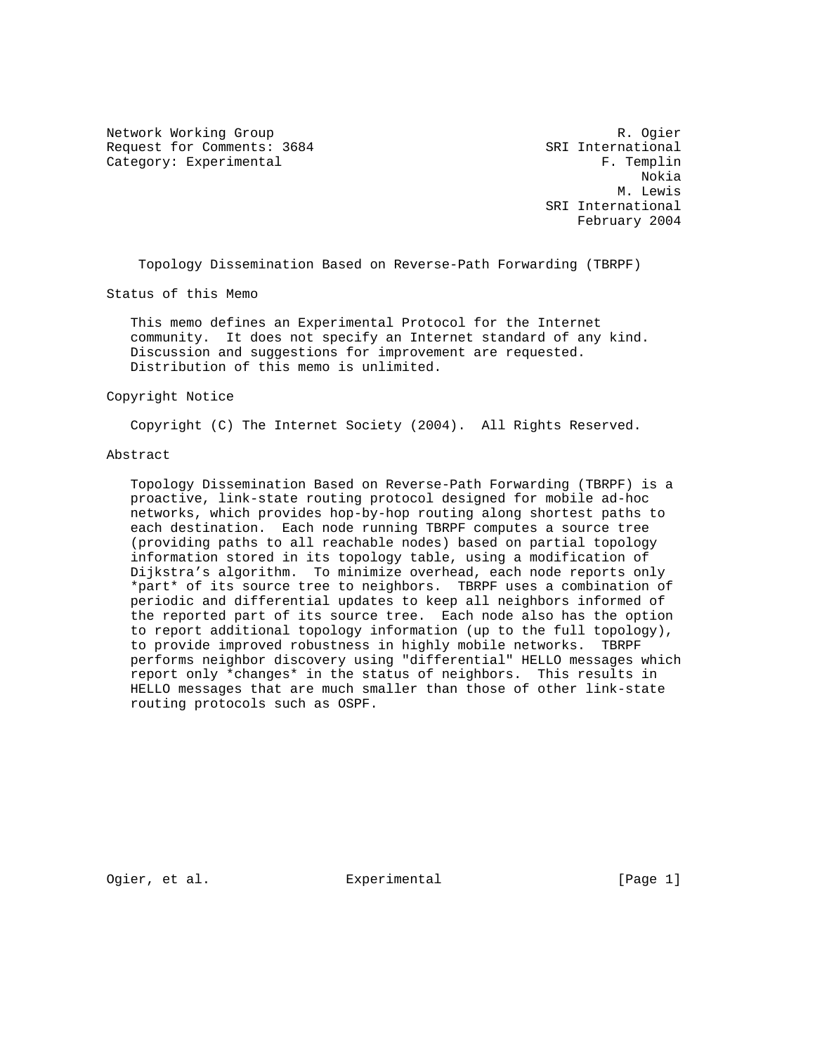Network Working Group R. Ogier
Request for Comments: 3684 SRI International
Category: Experimental F. Templin
Nokia
M. Lewis
SRI International
February 2004

# Topology Dissemination Based on Reverse-Path Forwarding (TBRPF)

## Status of this Memo

This memo defines an Experimental Protocol for the Internet community. It does not specify an Internet standard of any kind. Discussion and suggestions for improvement are requested. Distribution of this memo is unlimited.

## Copyright Notice

Copyright (C) The Internet Society (2004). All Rights Reserved.

## Abstract

Topology Dissemination Based on Reverse-Path Forwarding (TBRPF) is a proactive, link-state routing protocol designed for mobile ad-hoc networks, which provides hop-by-hop routing along shortest paths to each destination. Each node running TBRPF computes a source tree (providing paths to all reachable nodes) based on partial topology information stored in its topology table, using a modification of Dijkstra's algorithm. To minimize overhead, each node reports only *part* of its source tree to neighbors. TBRPF uses a combination of periodic and differential updates to keep all neighbors informed of the reported part of its source tree. Each node also has the option to report additional topology information (up to the full topology), to provide improved robustness in highly mobile networks. TBRPF performs neighbor discovery using "differential" HELLO messages which report only *changes* in the status of neighbors. This results in HELLO messages that are much smaller than those of other link-state routing protocols such as OSPF.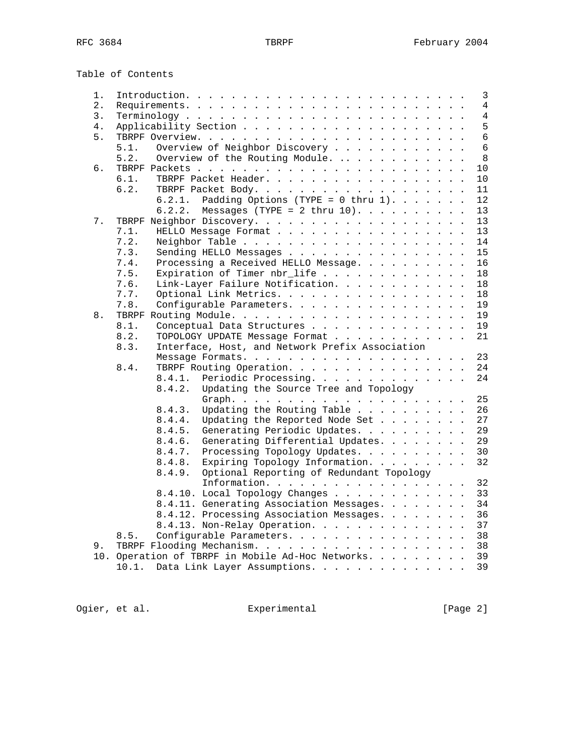Table of Contents

```
   1.  Introduction. . . . . . . . . . . . . . . . . . . . . . . . .  3
   2.  Requirements. . . . . . . . . . . . . . . . . . . . . . . . .  4
   3.  Terminology . . . . . . . . . . . . . . . . . . . . . . . . .  4
   4.  Applicability Section . . . . . . . . . . . . . . . . . . . .  5
   5.  TBRPF Overview. . . . . . . . . . . . . . . . . . . . . . . .  6
       5.1.   Overview of Neighbor Discovery . . . . . . . . . . . .  6
       5.2.   Overview of the Routing Module. . . . . . . . . . . . .  8
   6.  TBRPF Packets . . . . . . . . . . . . . . . . . . . . . . . . 10
       6.1.   TBRPF Packet Header. . . . . . . . . . . . . . . . . . 10
       6.2.   TBRPF Packet Body. . . . . . . . . . . . . . . . . . . 11
              6.2.1.  Padding Options (TYPE = 0 thru 1). . . . . . . 12
              6.2.2.  Messages (TYPE = 2 thru 10). . . . . . . . . . 13
   7.  TBRPF Neighbor Discovery. . . . . . . . . . . . . . . . . . . 13
       7.1.   HELLO Message Format . . . . . . . . . . . . . . . . . 13
       7.2.   Neighbor Table . . . . . . . . . . . . . . . . . . . . 14
       7.3.   Sending HELLO Messages . . . . . . . . . . . . . . . . 15
       7.4.   Processing a Received HELLO Message. . . . . . . . . . 16
       7.5.   Expiration of Timer nbr_life . . . . . . . . . . . . . 18
       7.6.   Link-Layer Failure Notification. . . . . . . . . . . . 18
       7.7.   Optional Link Metrics. . . . . . . . . . . . . . . . . 18
       7.8.   Configurable Parameters. . . . . . . . . . . . . . . . 19
   8.  TBRPF Routing Module. . . . . . . . . . . . . . . . . . . . . 19
       8.1.   Conceptual Data Structures . . . . . . . . . . . . . . 19
       8.2.   TOPOLOGY UPDATE Message Format . . . . . . . . . . . . 21
       8.3.   Interface, Host, and Network Prefix Association
              Message Formats. . . . . . . . . . . . . . . . . . . . 23
       8.4.   TBRPF Routing Operation. . . . . . . . . . . . . . . . 24
              8.4.1.  Periodic Processing. . . . . . . . . . . . . . 24
              8.4.2.  Updating the Source Tree and Topology
                      Graph. . . . . . . . . . . . . . . . . . . . . 25
              8.4.3.  Updating the Routing Table . . . . . . . . . . 26
              8.4.4.  Updating the Reported Node Set . . . . . . . . 27
              8.4.5.  Generating Periodic Updates. . . . . . . . . . 29
              8.4.6.  Generating Differential Updates. . . . . . . . 29
              8.4.7.  Processing Topology Updates. . . . . . . . . . 30
              8.4.8.  Expiring Topology Information. . . . . . . . . 32
              8.4.9.  Optional Reporting of Redundant Topology
                      Information. . . . . . . . . . . . . . . . . . 32
              8.4.10. Local Topology Changes . . . . . . . . . . . . 33
              8.4.11. Generating Association Messages. . . . . . . . 34
              8.4.12. Processing Association Messages. . . . . . . . 36
              8.4.13. Non-Relay Operation. . . . . . . . . . . . . . 37
       8.5.   Configurable Parameters. . . . . . . . . . . . . . . . 38
   9.  TBRPF Flooding Mechanism. . . . . . . . . . . . . . . . . . . 38
   10. Operation of TBRPF in Mobile Ad-Hoc Networks. . . . . . . . . 39
       10.1.  Data Link Layer Assumptions. . . . . . . . . . . . . . 39
```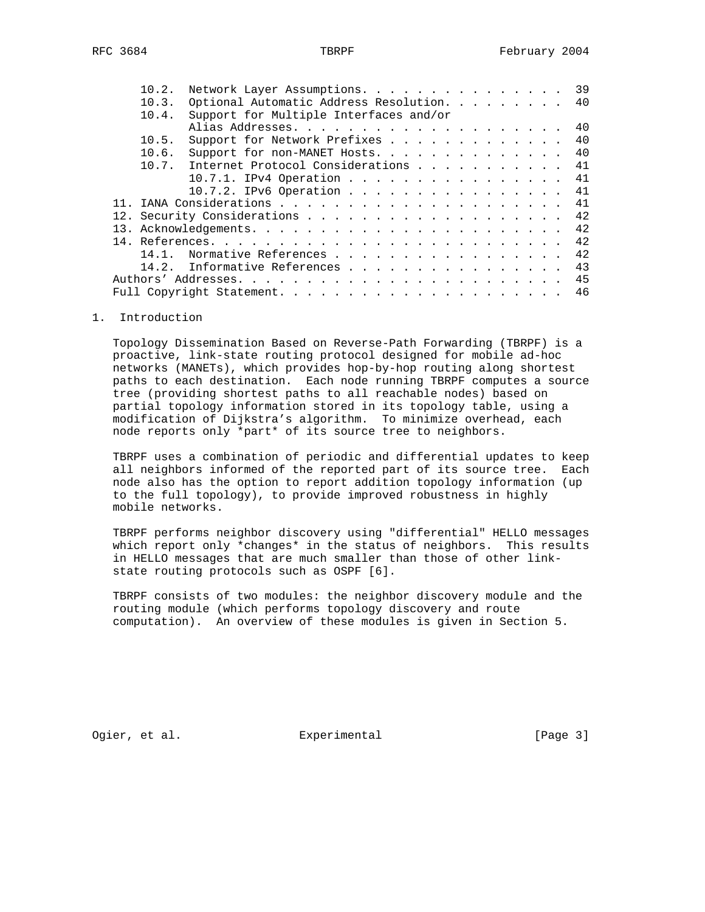10.2. Network Layer Assumptions. . . . . . . . . . . . . . . . 39
10.3. Optional Automatic Address Resolution. . . . . . . . . 40
10.4. Support for Multiple Interfaces and/or Alias Addresses. . . . . . . . . . . . . . . . . . . . . 40
10.5. Support for Network Prefixes . . . . . . . . . . . . . 40
10.6. Support for non-MANET Hosts. . . . . . . . . . . . . . 40
10.7. Internet Protocol Considerations . . . . . . . . . . . 41
10.7.1. IPv4 Operation . . . . . . . . . . . . . . . . . 41
10.7.2. IPv6 Operation . . . . . . . . . . . . . . . . . 41
11. IANA Considerations . . . . . . . . . . . . . . . . . . . . . 41
12. Security Considerations . . . . . . . . . . . . . . . . . . . 42
13. Acknowledgements. . . . . . . . . . . . . . . . . . . . . . . 42
14. References. . . . . . . . . . . . . . . . . . . . . . . . . . 42
14.1. Normative References . . . . . . . . . . . . . . . . . 42
14.2. Informative References . . . . . . . . . . . . . . . . 43
Authors' Addresses. . . . . . . . . . . . . . . . . . . . . . . . 45
Full Copyright Statement. . . . . . . . . . . . . . . . . . . . . 46

# 1. Introduction

Topology Dissemination Based on Reverse-Path Forwarding (TBRPF) is a proactive, link-state routing protocol designed for mobile ad-hoc networks (MANETs), which provides hop-by-hop routing along shortest paths to each destination. Each node running TBRPF computes a source tree (providing shortest paths to all reachable nodes) based on partial topology information stored in its topology table, using a modification of Dijkstra's algorithm. To minimize overhead, each node reports only *part* of its source tree to neighbors.

TBRPF uses a combination of periodic and differential updates to keep all neighbors informed of the reported part of its source tree. Each node also has the option to report addition topology information (up to the full topology), to provide improved robustness in highly mobile networks.

TBRPF performs neighbor discovery using "differential" HELLO messages which report only *changes* in the status of neighbors. This results in HELLO messages that are much smaller than those of other link-state routing protocols such as OSPF [6].

TBRPF consists of two modules: the neighbor discovery module and the routing module (which performs topology discovery and route computation). An overview of these modules is given in Section 5.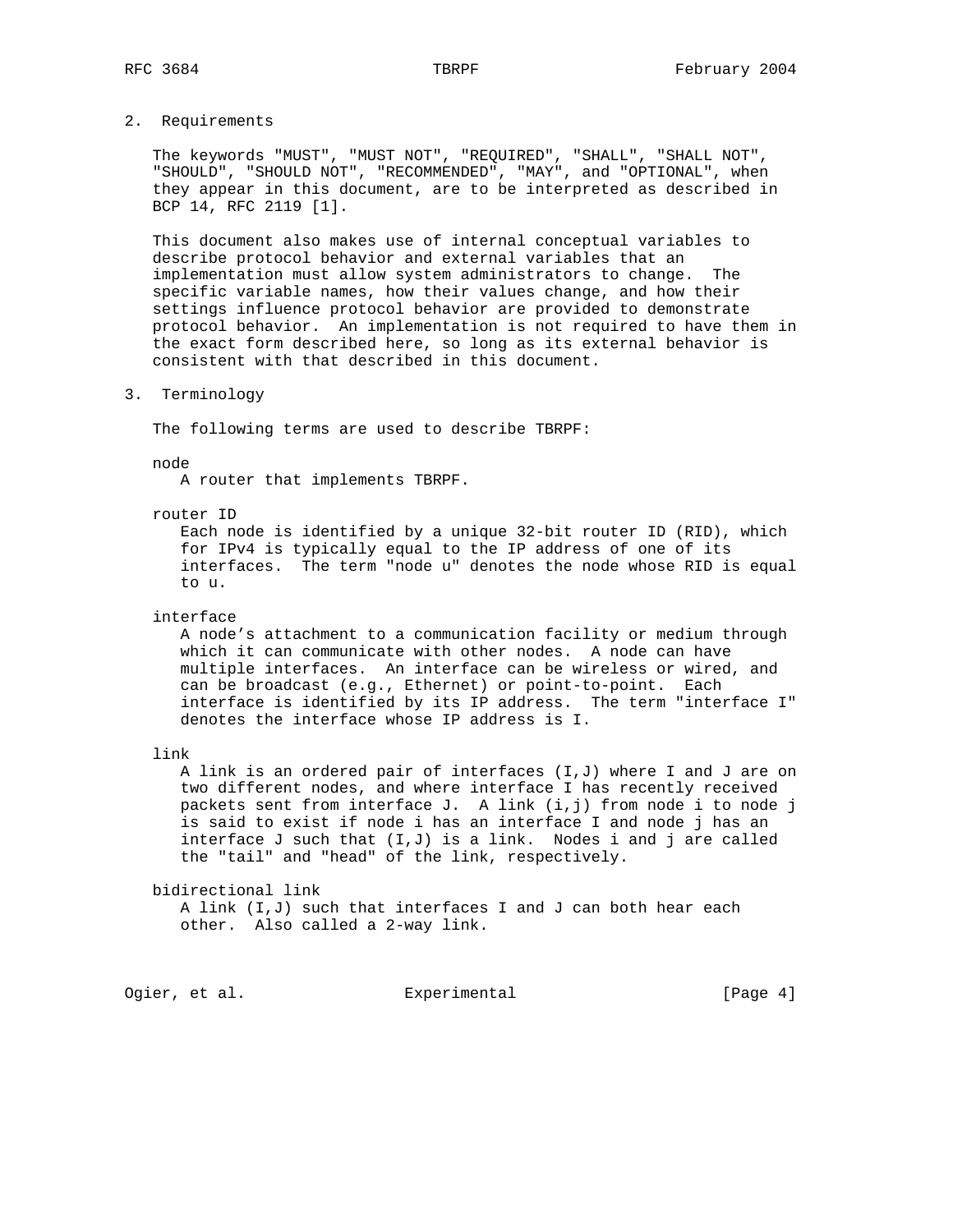## 2. Requirements

The keywords "MUST", "MUST NOT", "REQUIRED", "SHALL", "SHALL NOT", "SHOULD", "SHOULD NOT", "RECOMMENDED", "MAY", and "OPTIONAL", when they appear in this document, are to be interpreted as described in BCP 14, RFC 2119 [1].

This document also makes use of internal conceptual variables to describe protocol behavior and external variables that an implementation must allow system administrators to change. The specific variable names, how their values change, and how their settings influence protocol behavior are provided to demonstrate protocol behavior. An implementation is not required to have them in the exact form described here, so long as its external behavior is consistent with that described in this document.

## 3. Terminology

The following terms are used to describe TBRPF:

node
: A router that implements TBRPF.

router ID
: Each node is identified by a unique 32-bit router ID (RID), which for IPv4 is typically equal to the IP address of one of its interfaces. The term "node u" denotes the node whose RID is equal to u.

interface
: A node's attachment to a communication facility or medium through which it can communicate with other nodes. A node can have multiple interfaces. An interface can be wireless or wired, and can be broadcast (e.g., Ethernet) or point-to-point. Each interface is identified by its IP address. The term "interface I" denotes the interface whose IP address is I.

link
: A link is an ordered pair of interfaces (I,J) where I and J are on two different nodes, and where interface I has recently received packets sent from interface J. A link (i,j) from node i to node j is said to exist if node i has an interface I and node j has an interface J such that (I,J) is a link. Nodes i and j are called the "tail" and "head" of the link, respectively.

bidirectional link
: A link (I,J) such that interfaces I and J can both hear each other. Also called a 2-way link.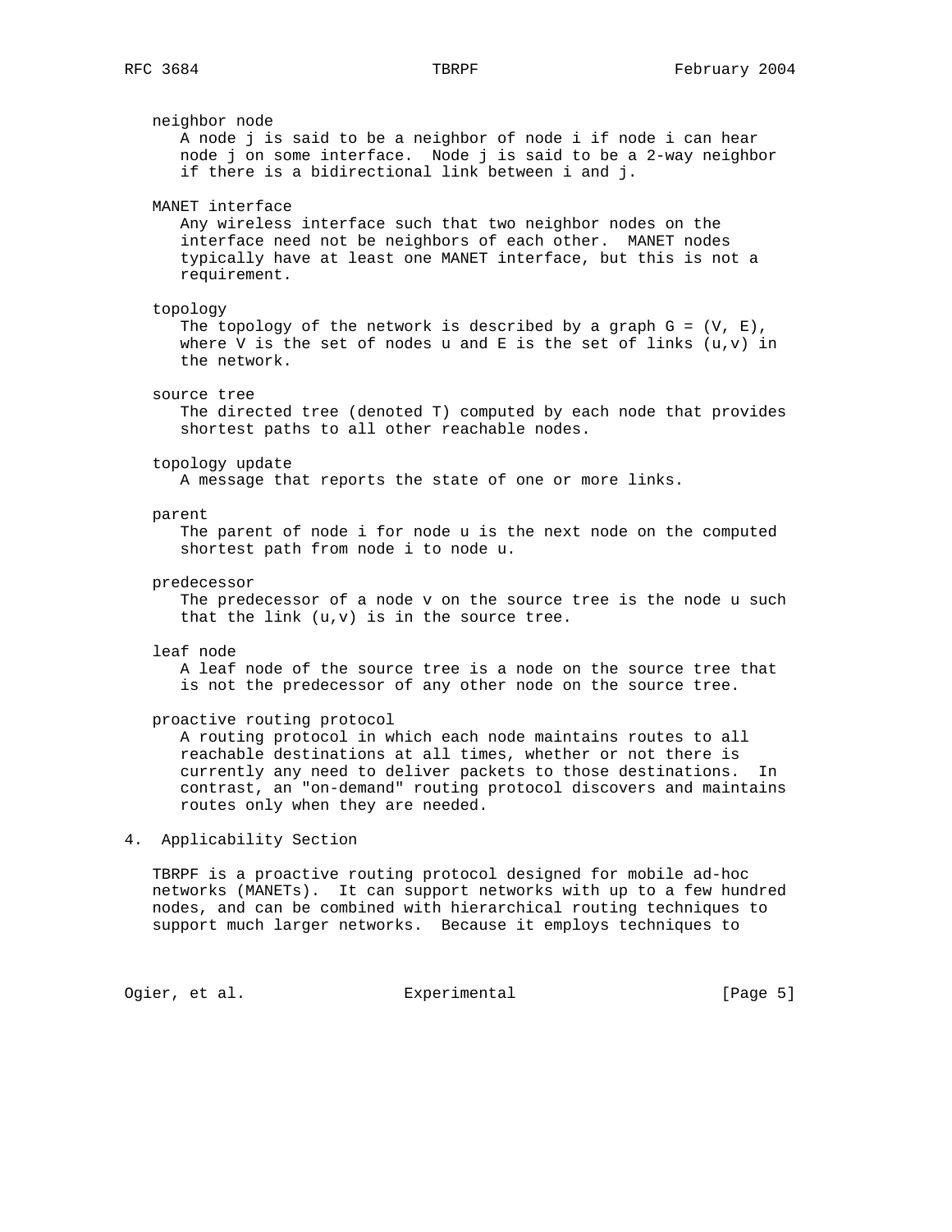neighbor node
: A node j is said to be a neighbor of node i if node i can hear node j on some interface. Node j is said to be a 2-way neighbor if there is a bidirectional link between i and j.

MANET interface
: Any wireless interface such that two neighbor nodes on the interface need not be neighbors of each other. MANET nodes typically have at least one MANET interface, but this is not a requirement.

topology
: The topology of the network is described by a graph $G = (V, E)$, where V is the set of nodes u and E is the set of links $(u,v)$ in the network.

source tree
: The directed tree (denoted T) computed by each node that provides shortest paths to all other reachable nodes.

topology update
: A message that reports the state of one or more links.

parent
: The parent of node i for node u is the next node on the computed shortest path from node i to node u.

predecessor
: The predecessor of a node v on the source tree is the node u such that the link $(u,v)$ is in the source tree.

leaf node
: A leaf node of the source tree is a node on the source tree that is not the predecessor of any other node on the source tree.

proactive routing protocol
: A routing protocol in which each node maintains routes to all reachable destinations at all times, whether or not there is currently any need to deliver packets to those destinations. In contrast, an "on-demand" routing protocol discovers and maintains routes only when they are needed.

## 4. Applicability Section

TBRPF is a proactive routing protocol designed for mobile ad-hoc networks (MANETs). It can support networks with up to a few hundred nodes, and can be combined with hierarchical routing techniques to support much larger networks. Because it employs techniques to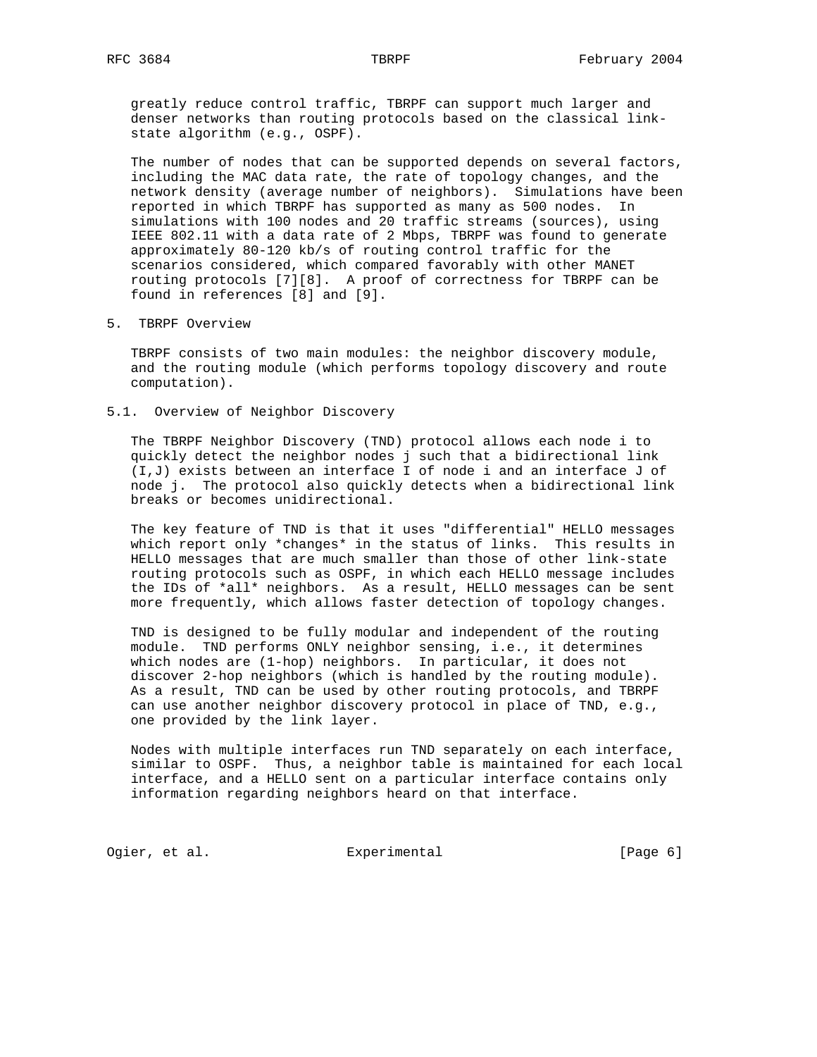greatly reduce control traffic, TBRPF can support much larger and denser networks than routing protocols based on the classical link-state algorithm (e.g., OSPF).

The number of nodes that can be supported depends on several factors, including the MAC data rate, the rate of topology changes, and the network density (average number of neighbors). Simulations have been reported in which TBRPF has supported as many as 500 nodes. In simulations with 100 nodes and 20 traffic streams (sources), using IEEE 802.11 with a data rate of 2 Mbps, TBRPF was found to generate approximately 80-120 kb/s of routing control traffic for the scenarios considered, which compared favorably with other MANET routing protocols [7][8]. A proof of correctness for TBRPF can be found in references [8] and [9].

## 5. TBRPF Overview

TBRPF consists of two main modules: the neighbor discovery module, and the routing module (which performs topology discovery and route computation).

### 5.1. Overview of Neighbor Discovery

The TBRPF Neighbor Discovery (TND) protocol allows each node i to quickly detect the neighbor nodes j such that a bidirectional link (I,J) exists between an interface I of node i and an interface J of node j. The protocol also quickly detects when a bidirectional link breaks or becomes unidirectional.

The key feature of TND is that it uses "differential" HELLO messages which report only *changes* in the status of links. This results in HELLO messages that are much smaller than those of other link-state routing protocols such as OSPF, in which each HELLO message includes the IDs of *all* neighbors. As a result, HELLO messages can be sent more frequently, which allows faster detection of topology changes.

TND is designed to be fully modular and independent of the routing module. TND performs ONLY neighbor sensing, i.e., it determines which nodes are (1-hop) neighbors. In particular, it does not discover 2-hop neighbors (which is handled by the routing module). As a result, TND can be used by other routing protocols, and TBRPF can use another neighbor discovery protocol in place of TND, e.g., one provided by the link layer.

Nodes with multiple interfaces run TND separately on each interface, similar to OSPF. Thus, a neighbor table is maintained for each local interface, and a HELLO sent on a particular interface contains only information regarding neighbors heard on that interface.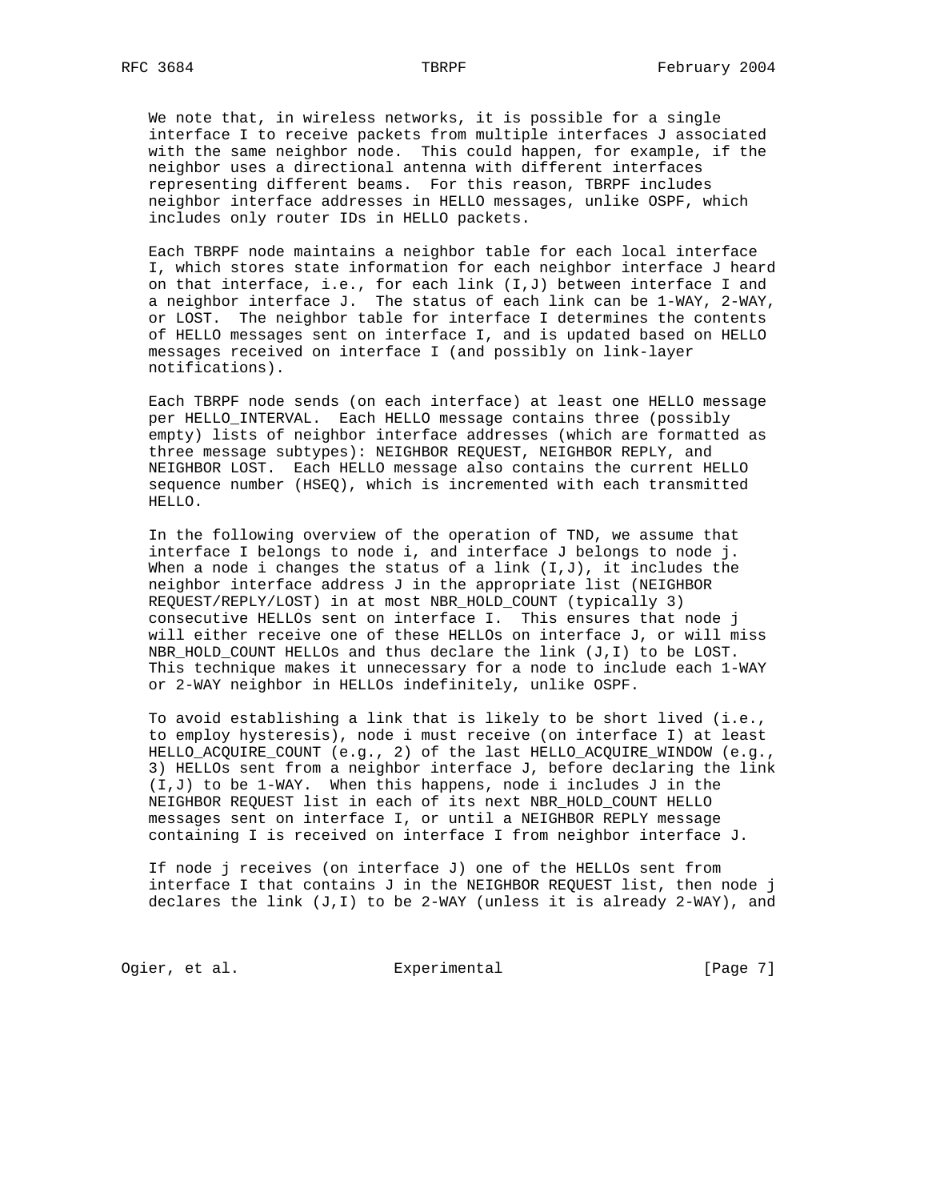We note that, in wireless networks, it is possible for a single interface I to receive packets from multiple interfaces J associated with the same neighbor node. This could happen, for example, if the neighbor uses a directional antenna with different interfaces representing different beams. For this reason, TBRPF includes neighbor interface addresses in HELLO messages, unlike OSPF, which includes only router IDs in HELLO packets.

Each TBRPF node maintains a neighbor table for each local interface I, which stores state information for each neighbor interface J heard on that interface, i.e., for each link (I,J) between interface I and a neighbor interface J. The status of each link can be 1-WAY, 2-WAY, or LOST. The neighbor table for interface I determines the contents of HELLO messages sent on interface I, and is updated based on HELLO messages received on interface I (and possibly on link-layer notifications).

Each TBRPF node sends (on each interface) at least one HELLO message per HELLO_INTERVAL. Each HELLO message contains three (possibly empty) lists of neighbor interface addresses (which are formatted as three message subtypes): NEIGHBOR REQUEST, NEIGHBOR REPLY, and NEIGHBOR LOST. Each HELLO message also contains the current HELLO sequence number (HSEQ), which is incremented with each transmitted HELLO.

In the following overview of the operation of TND, we assume that interface I belongs to node i, and interface J belongs to node j. When a node i changes the status of a link (I,J), it includes the neighbor interface address J in the appropriate list (NEIGHBOR REQUEST/REPLY/LOST) in at most NBR_HOLD_COUNT (typically 3) consecutive HELLOs sent on interface I. This ensures that node j will either receive one of these HELLOs on interface J, or will miss NBR_HOLD_COUNT HELLOs and thus declare the link (J,I) to be LOST. This technique makes it unnecessary for a node to include each 1-WAY or 2-WAY neighbor in HELLOs indefinitely, unlike OSPF.

To avoid establishing a link that is likely to be short lived (i.e., to employ hysteresis), node i must receive (on interface I) at least HELLO_ACQUIRE_COUNT (e.g., 2) of the last HELLO_ACQUIRE_WINDOW (e.g., 3) HELLOs sent from a neighbor interface J, before declaring the link (I,J) to be 1-WAY. When this happens, node i includes J in the NEIGHBOR REQUEST list in each of its next NBR_HOLD_COUNT HELLO messages sent on interface I, or until a NEIGHBOR REPLY message containing I is received on interface I from neighbor interface J.

If node j receives (on interface J) one of the HELLOs sent from interface I that contains J in the NEIGHBOR REQUEST list, then node j declares the link (J,I) to be 2-WAY (unless it is already 2-WAY), and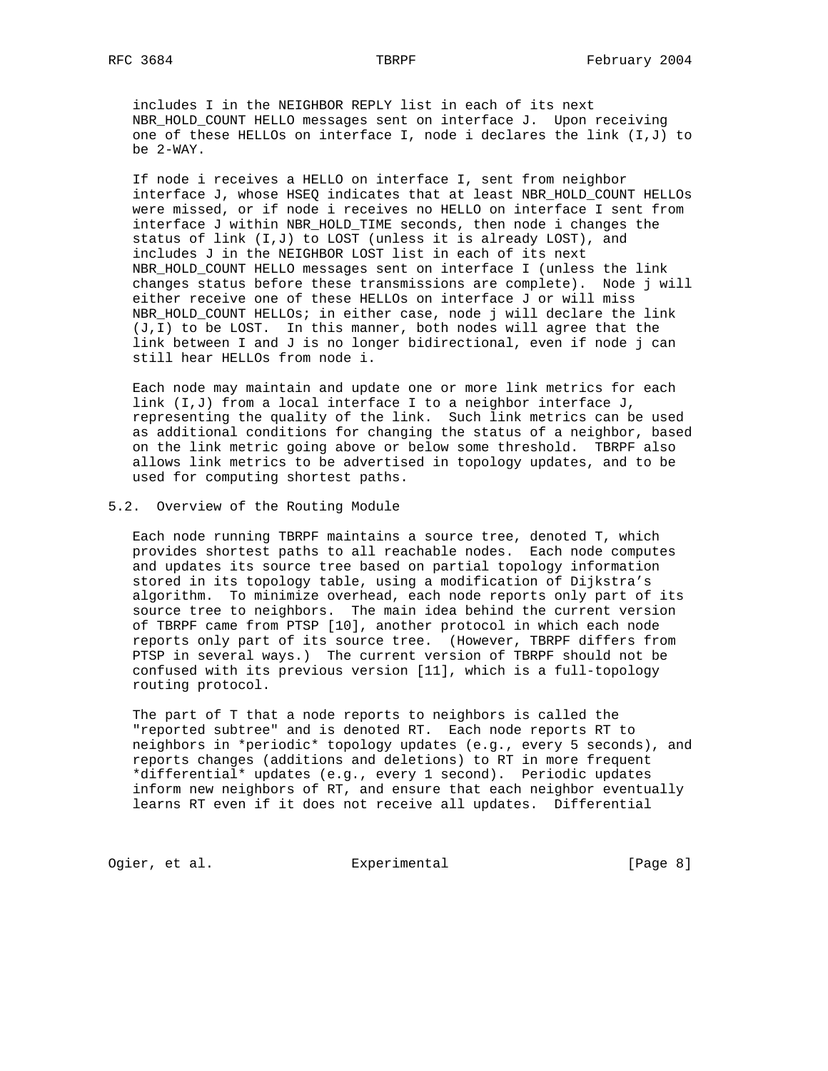includes I in the NEIGHBOR REPLY list in each of its next NBR_HOLD_COUNT HELLO messages sent on interface J. Upon receiving one of these HELLOs on interface I, node i declares the link (I,J) to be 2-WAY.

If node i receives a HELLO on interface I, sent from neighbor interface J, whose HSEQ indicates that at least NBR_HOLD_COUNT HELLOs were missed, or if node i receives no HELLO on interface I sent from interface J within NBR_HOLD_TIME seconds, then node i changes the status of link (I,J) to LOST (unless it is already LOST), and includes J in the NEIGHBOR LOST list in each of its next NBR_HOLD_COUNT HELLO messages sent on interface I (unless the link changes status before these transmissions are complete). Node j will either receive one of these HELLOs on interface J or will miss NBR_HOLD_COUNT HELLOs; in either case, node j will declare the link (J,I) to be LOST. In this manner, both nodes will agree that the link between I and J is no longer bidirectional, even if node j can still hear HELLOs from node i.

Each node may maintain and update one or more link metrics for each link (I,J) from a local interface I to a neighbor interface J, representing the quality of the link. Such link metrics can be used as additional conditions for changing the status of a neighbor, based on the link metric going above or below some threshold. TBRPF also allows link metrics to be advertised in topology updates, and to be used for computing shortest paths.

## 5.2. Overview of the Routing Module

Each node running TBRPF maintains a source tree, denoted T, which provides shortest paths to all reachable nodes. Each node computes and updates its source tree based on partial topology information stored in its topology table, using a modification of Dijkstra's algorithm. To minimize overhead, each node reports only part of its source tree to neighbors. The main idea behind the current version of TBRPF came from PTSP [10], another protocol in which each node reports only part of its source tree. (However, TBRPF differs from PTSP in several ways.) The current version of TBRPF should not be confused with its previous version [11], which is a full-topology routing protocol.

The part of T that a node reports to neighbors is called the "reported subtree" and is denoted RT. Each node reports RT to neighbors in *periodic* topology updates (e.g., every 5 seconds), and reports changes (additions and deletions) to RT in more frequent *differential* updates (e.g., every 1 second). Periodic updates inform new neighbors of RT, and ensure that each neighbor eventually learns RT even if it does not receive all updates. Differential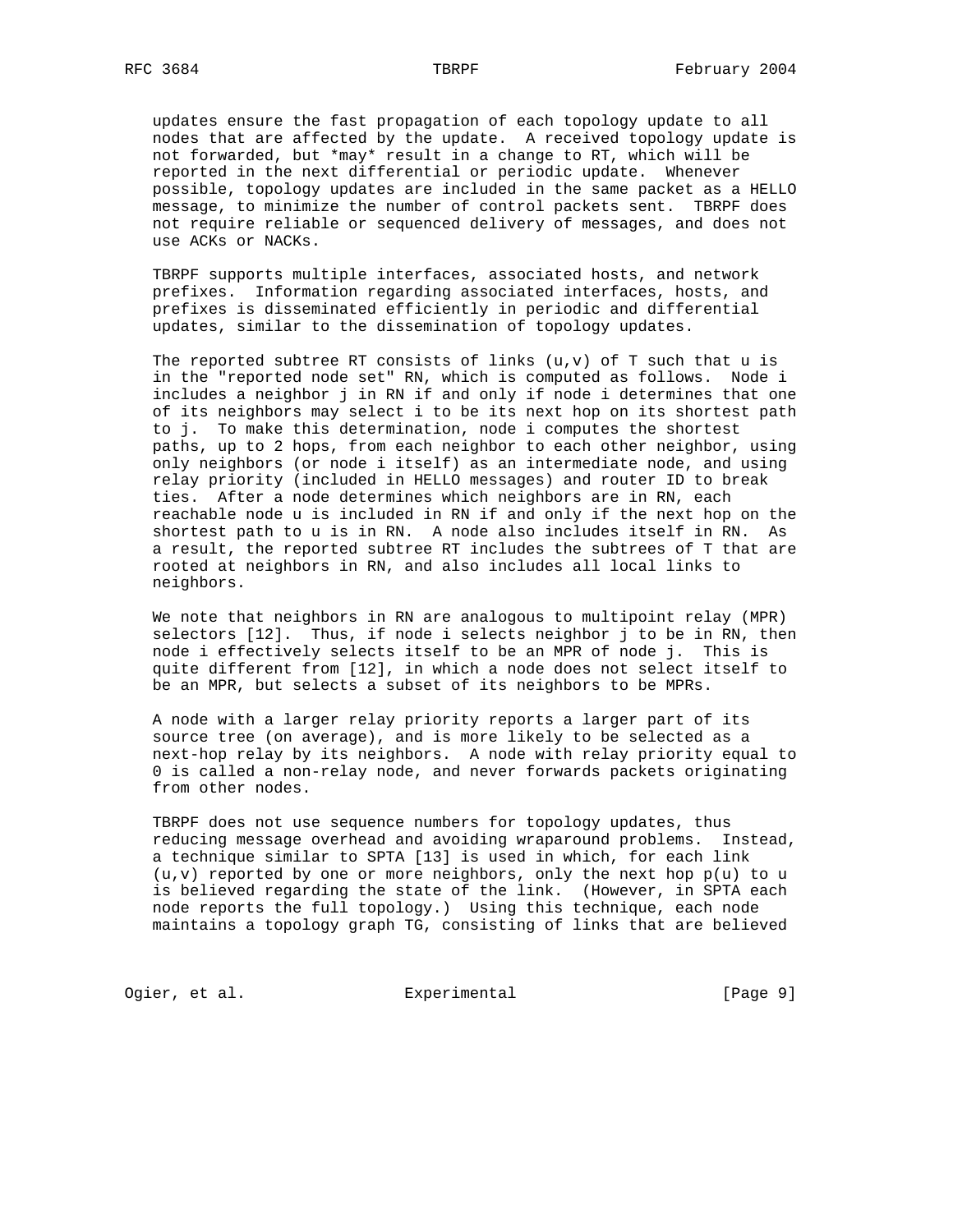updates ensure the fast propagation of each topology update to all nodes that are affected by the update. A received topology update is not forwarded, but *may* result in a change to RT, which will be reported in the next differential or periodic update. Whenever possible, topology updates are included in the same packet as a HELLO message, to minimize the number of control packets sent. TBRPF does not require reliable or sequenced delivery of messages, and does not use ACKs or NACKs.

TBRPF supports multiple interfaces, associated hosts, and network prefixes. Information regarding associated interfaces, hosts, and prefixes is disseminated efficiently in periodic and differential updates, similar to the dissemination of topology updates.

The reported subtree RT consists of links (u,v) of T such that u is in the "reported node set" RN, which is computed as follows. Node i includes a neighbor j in RN if and only if node i determines that one of its neighbors may select i to be its next hop on its shortest path to j. To make this determination, node i computes the shortest paths, up to 2 hops, from each neighbor to each other neighbor, using only neighbors (or node i itself) as an intermediate node, and using relay priority (included in HELLO messages) and router ID to break ties. After a node determines which neighbors are in RN, each reachable node u is included in RN if and only if the next hop on the shortest path to u is in RN. A node also includes itself in RN. As a result, the reported subtree RT includes the subtrees of T that are rooted at neighbors in RN, and also includes all local links to neighbors.

We note that neighbors in RN are analogous to multipoint relay (MPR) selectors [12]. Thus, if node i selects neighbor j to be in RN, then node i effectively selects itself to be an MPR of node j. This is quite different from [12], in which a node does not select itself to be an MPR, but selects a subset of its neighbors to be MPRs.

A node with a larger relay priority reports a larger part of its source tree (on average), and is more likely to be selected as a next-hop relay by its neighbors. A node with relay priority equal to 0 is called a non-relay node, and never forwards packets originating from other nodes.

TBRPF does not use sequence numbers for topology updates, thus reducing message overhead and avoiding wraparound problems. Instead, a technique similar to SPTA [13] is used in which, for each link (u,v) reported by one or more neighbors, only the next hop p(u) to u is believed regarding the state of the link. (However, in SPTA each node reports the full topology.) Using this technique, each node maintains a topology graph TG, consisting of links that are believed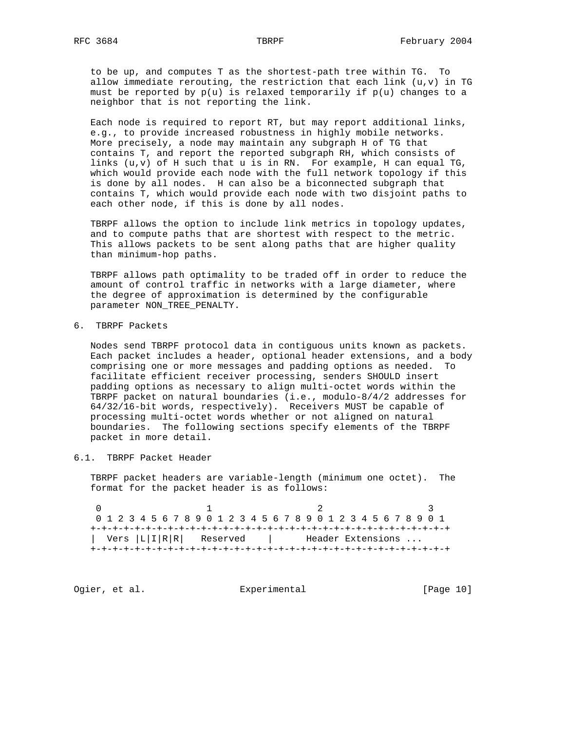to be up, and computes T as the shortest-path tree within TG. To allow immediate rerouting, the restriction that each link (u,v) in TG must be reported by p(u) is relaxed temporarily if p(u) changes to a neighbor that is not reporting the link.

Each node is required to report RT, but may report additional links, e.g., to provide increased robustness in highly mobile networks. More precisely, a node may maintain any subgraph H of TG that contains T, and report the reported subgraph RH, which consists of links (u,v) of H such that u is in RN. For example, H can equal TG, which would provide each node with the full network topology if this is done by all nodes. H can also be a biconnected subgraph that contains T, which would provide each node with two disjoint paths to each other node, if this is done by all nodes.

TBRPF allows the option to include link metrics in topology updates, and to compute paths that are shortest with respect to the metric. This allows packets to be sent along paths that are higher quality than minimum-hop paths.

TBRPF allows path optimality to be traded off in order to reduce the amount of control traffic in networks with a large diameter, where the degree of approximation is determined by the configurable parameter NON_TREE_PENALTY.

## 6. TBRPF Packets

Nodes send TBRPF protocol data in contiguous units known as packets. Each packet includes a header, optional header extensions, and a body comprising one or more messages and padding options as needed. To facilitate efficient receiver processing, senders SHOULD insert padding options as necessary to align multi-octet words within the TBRPF packet on natural boundaries (i.e., modulo-8/4/2 addresses for 64/32/16-bit words, respectively). Receivers MUST be capable of processing multi-octet words whether or not aligned on natural boundaries. The following sections specify elements of the TBRPF packet in more detail.

### 6.1. TBRPF Packet Header

TBRPF packet headers are variable-length (minimum one octet). The format for the packet header is as follows:

```
 0                   1                   2                   3
 0 1 2 3 4 5 6 7 8 9 0 1 2 3 4 5 6 7 8 9 0 1 2 3 4 5 6 7 8 9 0 1
+-+-+-+-+-+-+-+-+-+-+-+-+-+-+-+-+-+-+-+-+-+-+-+-+-+-+-+-+-+-+-+-+
| Vers |L|I|R|R|   Reserved    |      Header Extensions ...
+-+-+-+-+-+-+-+-+-+-+-+-+-+-+-+-+-+-+-+-+-+-+-+-+-+-+-+-+-+-+-+-+
```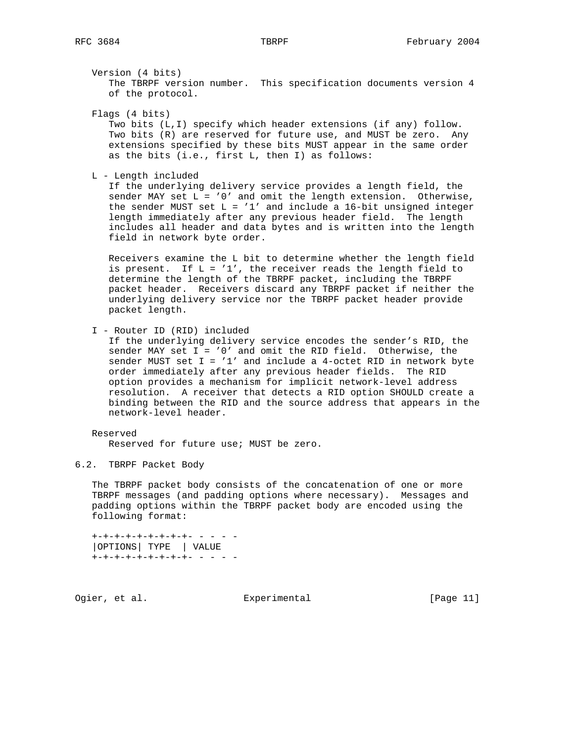Version (4 bits)
The TBRPF version number. This specification documents version 4 of the protocol.

Flags (4 bits)
Two bits (L,I) specify which header extensions (if any) follow. Two bits (R) are reserved for future use, and MUST be zero. Any extensions specified by these bits MUST appear in the same order as the bits (i.e., first L, then I) as follows:

L - Length included
If the underlying delivery service provides a length field, the sender MAY set L = '0' and omit the length extension. Otherwise, the sender MUST set L = '1' and include a 16-bit unsigned integer length immediately after any previous header field. The length includes all header and data bytes and is written into the length field in network byte order.

Receivers examine the L bit to determine whether the length field is present. If L = '1', the receiver reads the length field to determine the length of the TBRPF packet, including the TBRPF packet header. Receivers discard any TBRPF packet if neither the underlying delivery service nor the TBRPF packet header provide packet length.

I - Router ID (RID) included
If the underlying delivery service encodes the sender's RID, the sender MAY set I = '0' and omit the RID field. Otherwise, the sender MUST set I = '1' and include a 4-octet RID in network byte order immediately after any previous header fields. The RID option provides a mechanism for implicit network-level address resolution. A receiver that detects a RID option SHOULD create a binding between the RID and the source address that appears in the network-level header.

Reserved
Reserved for future use; MUST be zero.

## 6.2. TBRPF Packet Body

The TBRPF packet body consists of the concatenation of one or more TBRPF messages (and padding options where necessary). Messages and padding options within the TBRPF packet body are encoded using the following format:

```
+-+-+-+-+-+-+-+-+- - - - -
|OPTIONS| TYPE  | VALUE
+-+-+-+-+-+-+-+-+- - - - -
```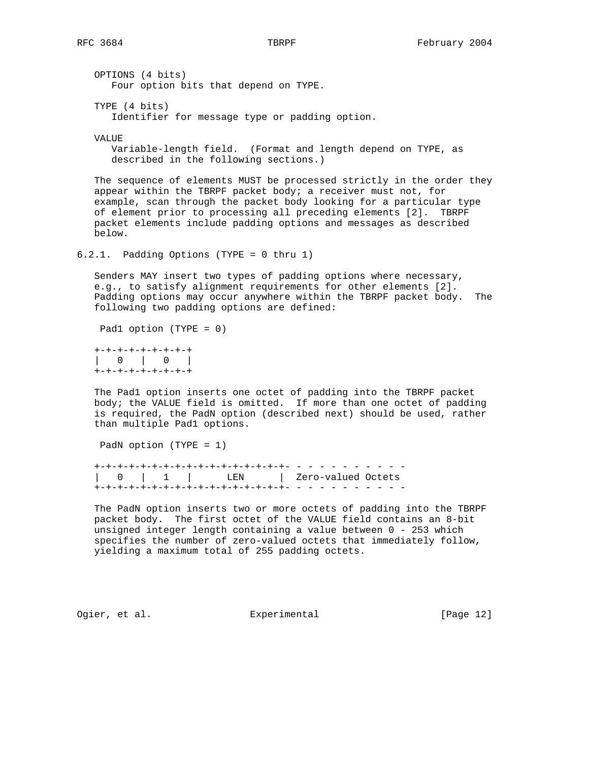OPTIONS (4 bits)
Four option bits that depend on TYPE.

TYPE (4 bits)
Identifier for message type or padding option.

VALUE
Variable-length field. (Format and length depend on TYPE, as described in the following sections.)

The sequence of elements MUST be processed strictly in the order they appear within the TBRPF packet body; a receiver must not, for example, scan through the packet body looking for a particular type of element prior to processing all preceding elements [2]. TBRPF packet elements include padding options and messages as described below.

### 6.2.1. Padding Options (TYPE = 0 thru 1)

Senders MAY insert two types of padding options where necessary, e.g., to satisfy alignment requirements for other elements [2]. Padding options may occur anywhere within the TBRPF packet body. The following two padding options are defined:

Pad1 option (TYPE = 0)

```
+-+-+-+-+-+-+-+-+
|   0   |   0   |
+-+-+-+-+-+-+-+-+
```

The Pad1 option inserts one octet of padding into the TBRPF packet body; the VALUE field is omitted. If more than one octet of padding is required, the PadN option (described next) should be used, rather than multiple Pad1 options.

PadN option (TYPE = 1)

```
+-+-+-+-+-+-+-+-+-+-+-+-+-+-+-+-+- - - - - - - - - -
|   0   |   1   |      LEN      |  Zero-valued Octets
+-+-+-+-+-+-+-+-+-+-+-+-+-+-+-+-+- - - - - - - - - -
```

The PadN option inserts two or more octets of padding into the TBRPF packet body. The first octet of the VALUE field contains an 8-bit unsigned integer length containing a value between 0 - 253 which specifies the number of zero-valued octets that immediately follow, yielding a maximum total of 255 padding octets.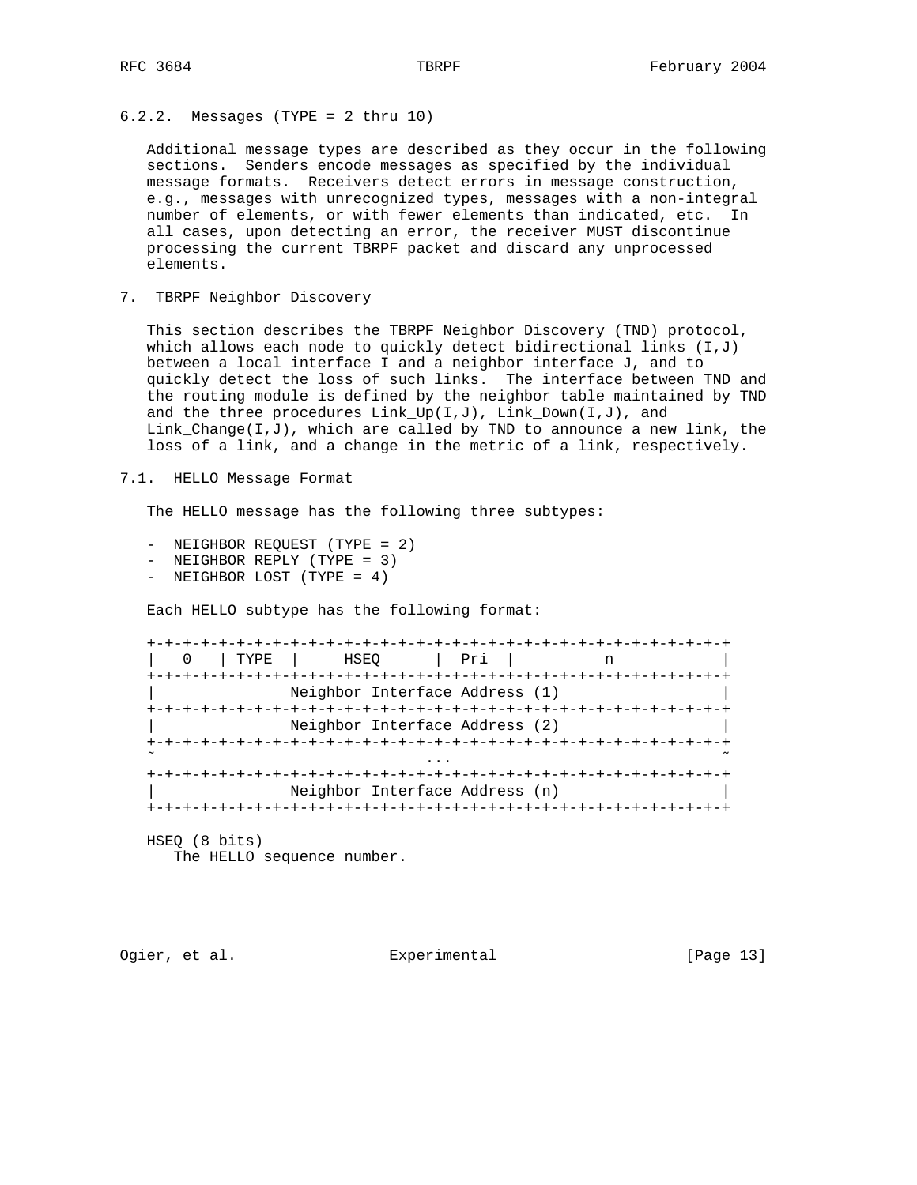### 6.2.2. Messages (TYPE = 2 thru 10)

Additional message types are described as they occur in the following sections. Senders encode messages as specified by the individual message formats. Receivers detect errors in message construction, e.g., messages with unrecognized types, messages with a non-integral number of elements, or with fewer elements than indicated, etc. In all cases, upon detecting an error, the receiver MUST discontinue processing the current TBRPF packet and discard any unprocessed elements.

## 7. TBRPF Neighbor Discovery

This section describes the TBRPF Neighbor Discovery (TND) protocol, which allows each node to quickly detect bidirectional links (I,J) between a local interface I and a neighbor interface J, and to quickly detect the loss of such links. The interface between TND and the routing module is defined by the neighbor table maintained by TND and the three procedures Link_Up(I,J), Link_Down(I,J), and Link_Change(I,J), which are called by TND to announce a new link, the loss of a link, and a change in the metric of a link, respectively.

### 7.1. HELLO Message Format

The HELLO message has the following three subtypes:

- NEIGHBOR REQUEST (TYPE = 2)
- NEIGHBOR REPLY (TYPE = 3)
- NEIGHBOR LOST (TYPE = 4)

Each HELLO subtype has the following format:

```
+-+-+-+-+-+-+-+-+-+-+-+-+-+-+-+-+-+-+-+-+-+-+-+-+-+-+-+-+-+-+-+-+
|   0   | TYPE  |     HSEQ      |  Pri  |          n            |
+-+-+-+-+-+-+-+-+-+-+-+-+-+-+-+-+-+-+-+-+-+-+-+-+-+-+-+-+-+-+-+-+
|              Neighbor Interface Address (1)                   |
+-+-+-+-+-+-+-+-+-+-+-+-+-+-+-+-+-+-+-+-+-+-+-+-+-+-+-+-+-+-+-+-+
|              Neighbor Interface Address (2)                   |
+-+-+-+-+-+-+-+-+-+-+-+-+-+-+-+-+-+-+-+-+-+-+-+-+-+-+-+-+-+-+-+-+
~                              ...                              ~
+-+-+-+-+-+-+-+-+-+-+-+-+-+-+-+-+-+-+-+-+-+-+-+-+-+-+-+-+-+-+-+-+
|              Neighbor Interface Address (n)                   |
+-+-+-+-+-+-+-+-+-+-+-+-+-+-+-+-+-+-+-+-+-+-+-+-+-+-+-+-+-+-+-+-+
```

HSEQ (8 bits)
   The HELLO sequence number.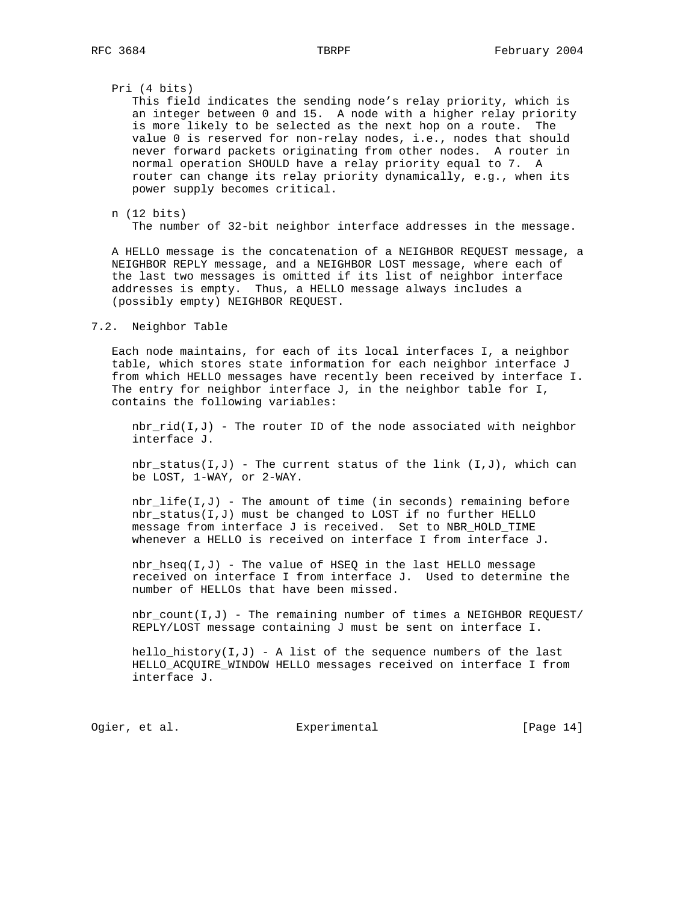Pri (4 bits)
This field indicates the sending node's relay priority, which is an integer between 0 and 15. A node with a higher relay priority is more likely to be selected as the next hop on a route. The value 0 is reserved for non-relay nodes, i.e., nodes that should never forward packets originating from other nodes. A router in normal operation SHOULD have a relay priority equal to 7. A router can change its relay priority dynamically, e.g., when its power supply becomes critical.

n (12 bits)
The number of 32-bit neighbor interface addresses in the message.

A HELLO message is the concatenation of a NEIGHBOR REQUEST message, a NEIGHBOR REPLY message, and a NEIGHBOR LOST message, where each of the last two messages is omitted if its list of neighbor interface addresses is empty. Thus, a HELLO message always includes a (possibly empty) NEIGHBOR REQUEST.

## 7.2. Neighbor Table

Each node maintains, for each of its local interfaces I, a neighbor table, which stores state information for each neighbor interface J from which HELLO messages have recently been received by interface I. The entry for neighbor interface J, in the neighbor table for I, contains the following variables:

nbr_rid(I,J) - The router ID of the node associated with neighbor interface J.

nbr_status(I,J) - The current status of the link (I,J), which can be LOST, 1-WAY, or 2-WAY.

nbr_life(I,J) - The amount of time (in seconds) remaining before nbr_status(I,J) must be changed to LOST if no further HELLO message from interface J is received. Set to NBR_HOLD_TIME whenever a HELLO is received on interface I from interface J.

nbr_hseq(I,J) - The value of HSEQ in the last HELLO message received on interface I from interface J. Used to determine the number of HELLOs that have been missed.

nbr_count(I,J) - The remaining number of times a NEIGHBOR REQUEST/REPLY/LOST message containing J must be sent on interface I.

hello_history(I,J) - A list of the sequence numbers of the last HELLO_ACQUIRE_WINDOW HELLO messages received on interface I from interface J.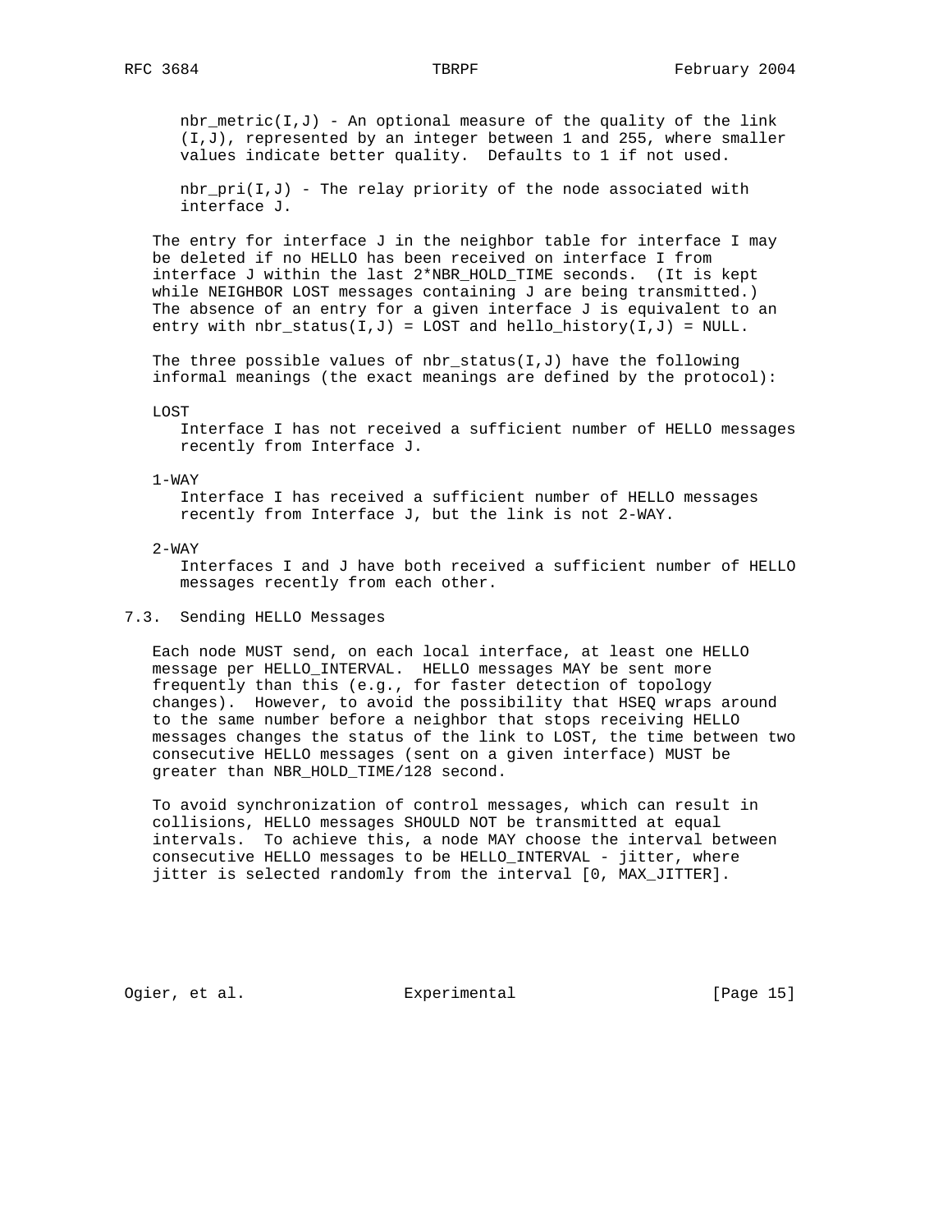nbr_metric(I,J) - An optional measure of the quality of the link (I,J), represented by an integer between 1 and 255, where smaller values indicate better quality. Defaults to 1 if not used.

nbr_pri(I,J) - The relay priority of the node associated with interface J.

The entry for interface J in the neighbor table for interface I may be deleted if no HELLO has been received on interface I from interface J within the last 2*NBR_HOLD_TIME seconds. (It is kept while NEIGHBOR LOST messages containing J are being transmitted.) The absence of an entry for a given interface J is equivalent to an entry with nbr_status(I,J) = LOST and hello_history(I,J) = NULL.

The three possible values of nbr_status(I,J) have the following informal meanings (the exact meanings are defined by the protocol):

LOST
: Interface I has not received a sufficient number of HELLO messages recently from Interface J.

1-WAY
: Interface I has received a sufficient number of HELLO messages recently from Interface J, but the link is not 2-WAY.

2-WAY
: Interfaces I and J have both received a sufficient number of HELLO messages recently from each other.

## 7.3. Sending HELLO Messages

Each node MUST send, on each local interface, at least one HELLO message per HELLO_INTERVAL. HELLO messages MAY be sent more frequently than this (e.g., for faster detection of topology changes). However, to avoid the possibility that HSEQ wraps around to the same number before a neighbor that stops receiving HELLO messages changes the status of the link to LOST, the time between two consecutive HELLO messages (sent on a given interface) MUST be greater than NBR_HOLD_TIME/128 second.

To avoid synchronization of control messages, which can result in collisions, HELLO messages SHOULD NOT be transmitted at equal intervals. To achieve this, a node MAY choose the interval between consecutive HELLO messages to be HELLO_INTERVAL - jitter, where jitter is selected randomly from the interval [0, MAX_JITTER].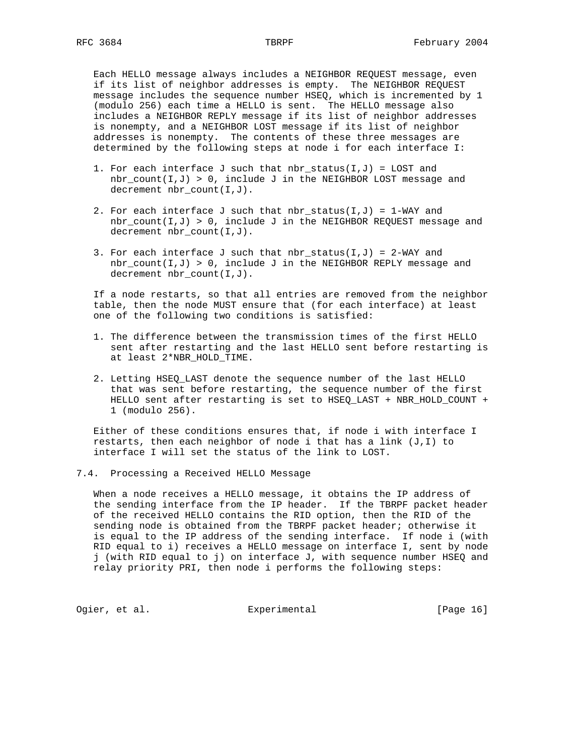Each HELLO message always includes a NEIGHBOR REQUEST message, even if its list of neighbor addresses is empty. The NEIGHBOR REQUEST message includes the sequence number HSEQ, which is incremented by 1 (modulo 256) each time a HELLO is sent. The HELLO message also includes a NEIGHBOR REPLY message if its list of neighbor addresses is nonempty, and a NEIGHBOR LOST message if its list of neighbor addresses is nonempty. The contents of these three messages are determined by the following steps at node i for each interface I:

1. For each interface J such that nbr_status(I,J) = LOST and nbr_count(I,J) > 0, include J in the NEIGHBOR LOST message and decrement nbr_count(I,J).

2. For each interface J such that nbr_status(I,J) = 1-WAY and nbr_count(I,J) > 0, include J in the NEIGHBOR REQUEST message and decrement nbr_count(I,J).

3. For each interface J such that nbr_status(I,J) = 2-WAY and nbr_count(I,J) > 0, include J in the NEIGHBOR REPLY message and decrement nbr_count(I,J).

If a node restarts, so that all entries are removed from the neighbor table, then the node MUST ensure that (for each interface) at least one of the following two conditions is satisfied:

1. The difference between the transmission times of the first HELLO sent after restarting and the last HELLO sent before restarting is at least 2*NBR_HOLD_TIME.

2. Letting HSEQ_LAST denote the sequence number of the last HELLO that was sent before restarting, the sequence number of the first HELLO sent after restarting is set to HSEQ_LAST + NBR_HOLD_COUNT + 1 (modulo 256).

Either of these conditions ensures that, if node i with interface I restarts, then each neighbor of node i that has a link (J,I) to interface I will set the status of the link to LOST.

## 7.4. Processing a Received HELLO Message

When a node receives a HELLO message, it obtains the IP address of the sending interface from the IP header. If the TBRPF packet header of the received HELLO contains the RID option, then the RID of the sending node is obtained from the TBRPF packet header; otherwise it is equal to the IP address of the sending interface. If node i (with RID equal to i) receives a HELLO message on interface I, sent by node j (with RID equal to j) on interface J, with sequence number HSEQ and relay priority PRI, then node i performs the following steps: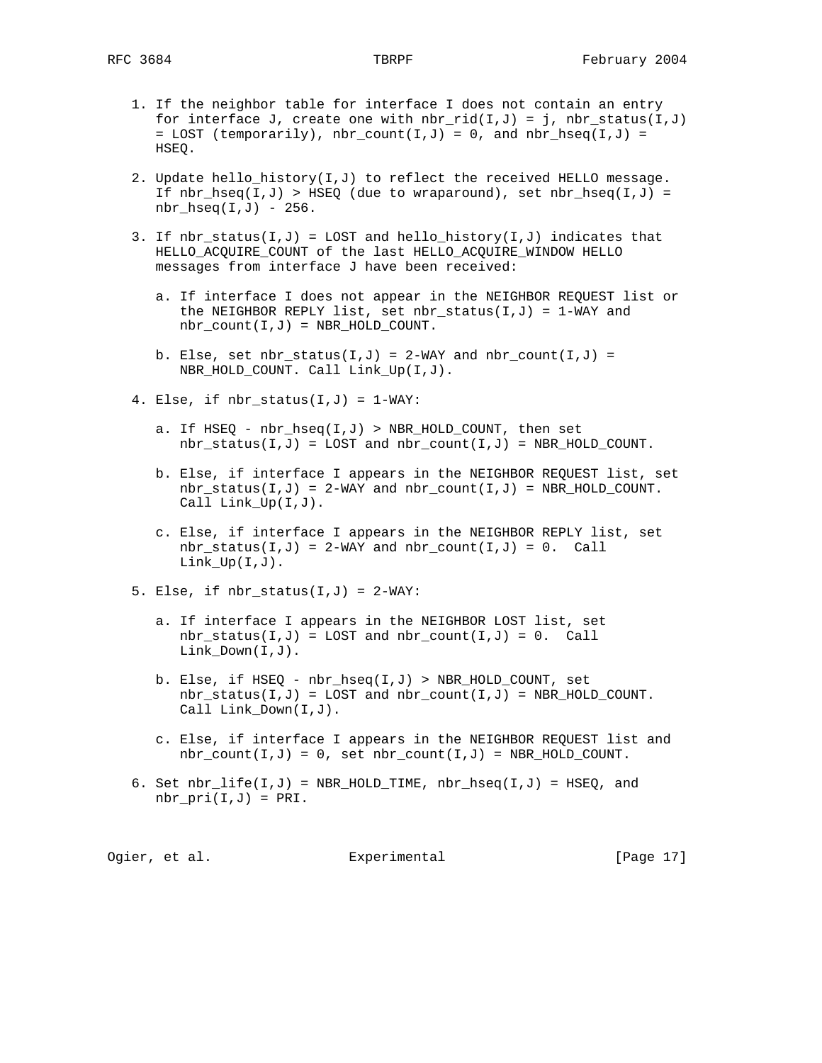1. If the neighbor table for interface I does not contain an entry for interface J, create one with nbr_rid(I,J) = j, nbr_status(I,J) = LOST (temporarily), nbr_count(I,J) = 0, and nbr_hseq(I,J) = HSEQ.

2. Update hello_history(I,J) to reflect the received HELLO message. If nbr_hseq(I,J) > HSEQ (due to wraparound), set nbr_hseq(I,J) = nbr_hseq(I,J) - 256.

3. If nbr_status(I,J) = LOST and hello_history(I,J) indicates that HELLO_ACQUIRE_COUNT of the last HELLO_ACQUIRE_WINDOW HELLO messages from interface J have been received:

   a. If interface I does not appear in the NEIGHBOR REQUEST list or the NEIGHBOR REPLY list, set nbr_status(I,J) = 1-WAY and nbr_count(I,J) = NBR_HOLD_COUNT.

   b. Else, set nbr_status(I,J) = 2-WAY and nbr_count(I,J) = NBR_HOLD_COUNT. Call Link_Up(I,J).

4. Else, if nbr_status(I,J) = 1-WAY:

   a. If HSEQ - nbr_hseq(I,J) > NBR_HOLD_COUNT, then set nbr_status(I,J) = LOST and nbr_count(I,J) = NBR_HOLD_COUNT.

   b. Else, if interface I appears in the NEIGHBOR REQUEST list, set nbr_status(I,J) = 2-WAY and nbr_count(I,J) = NBR_HOLD_COUNT. Call Link_Up(I,J).

   c. Else, if interface I appears in the NEIGHBOR REPLY list, set nbr_status(I,J) = 2-WAY and nbr_count(I,J) = 0. Call Link_Up(I,J).

5. Else, if nbr_status(I,J) = 2-WAY:

   a. If interface I appears in the NEIGHBOR LOST list, set nbr_status(I,J) = LOST and nbr_count(I,J) = 0. Call Link_Down(I,J).

   b. Else, if HSEQ - nbr_hseq(I,J) > NBR_HOLD_COUNT, set nbr_status(I,J) = LOST and nbr_count(I,J) = NBR_HOLD_COUNT. Call Link_Down(I,J).

   c. Else, if interface I appears in the NEIGHBOR REQUEST list and nbr_count(I,J) = 0, set nbr_count(I,J) = NBR_HOLD_COUNT.

6. Set nbr_life(I,J) = NBR_HOLD_TIME, nbr_hseq(I,J) = HSEQ, and nbr_pri(I,J) = PRI.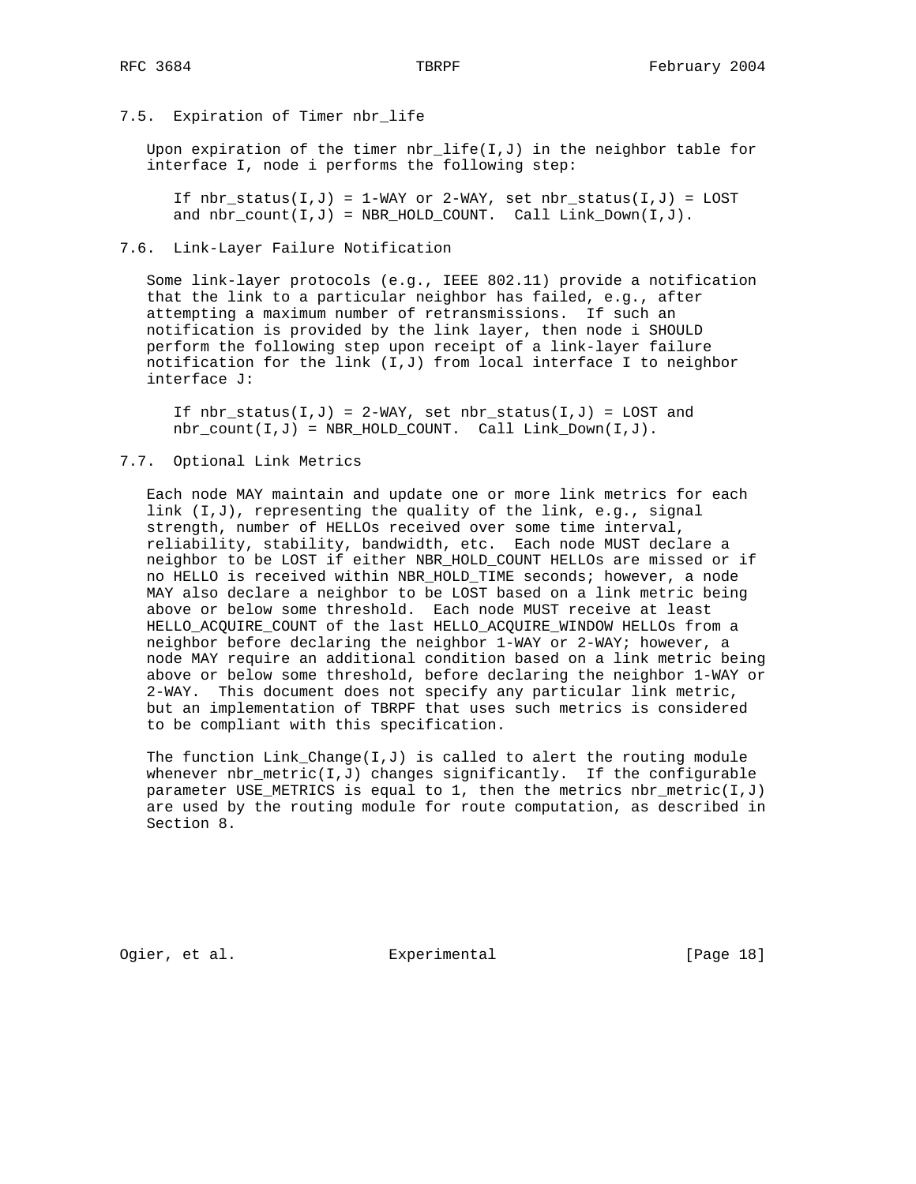### 7.5. Expiration of Timer nbr_life

Upon expiration of the timer nbr_life(I,J) in the neighbor table for interface I, node i performs the following step:

If nbr_status(I,J) = 1-WAY or 2-WAY, set nbr_status(I,J) = LOST and nbr_count(I,J) = NBR_HOLD_COUNT. Call Link_Down(I,J).

### 7.6. Link-Layer Failure Notification

Some link-layer protocols (e.g., IEEE 802.11) provide a notification that the link to a particular neighbor has failed, e.g., after attempting a maximum number of retransmissions. If such an notification is provided by the link layer, then node i SHOULD perform the following step upon receipt of a link-layer failure notification for the link (I,J) from local interface I to neighbor interface J:

If nbr_status(I,J) = 2-WAY, set nbr_status(I,J) = LOST and nbr_count(I,J) = NBR_HOLD_COUNT. Call Link_Down(I,J).

### 7.7. Optional Link Metrics

Each node MAY maintain and update one or more link metrics for each link (I,J), representing the quality of the link, e.g., signal strength, number of HELLOs received over some time interval, reliability, stability, bandwidth, etc. Each node MUST declare a neighbor to be LOST if either NBR_HOLD_COUNT HELLOs are missed or if no HELLO is received within NBR_HOLD_TIME seconds; however, a node MAY also declare a neighbor to be LOST based on a link metric being above or below some threshold. Each node MUST receive at least HELLO_ACQUIRE_COUNT of the last HELLO_ACQUIRE_WINDOW HELLOs from a neighbor before declaring the neighbor 1-WAY or 2-WAY; however, a node MAY require an additional condition based on a link metric being above or below some threshold, before declaring the neighbor 1-WAY or 2-WAY. This document does not specify any particular link metric, but an implementation of TBRPF that uses such metrics is considered to be compliant with this specification.

The function Link_Change(I,J) is called to alert the routing module whenever nbr_metric(I,J) changes significantly. If the configurable parameter USE_METRICS is equal to 1, then the metrics nbr_metric(I,J) are used by the routing module for route computation, as described in Section 8.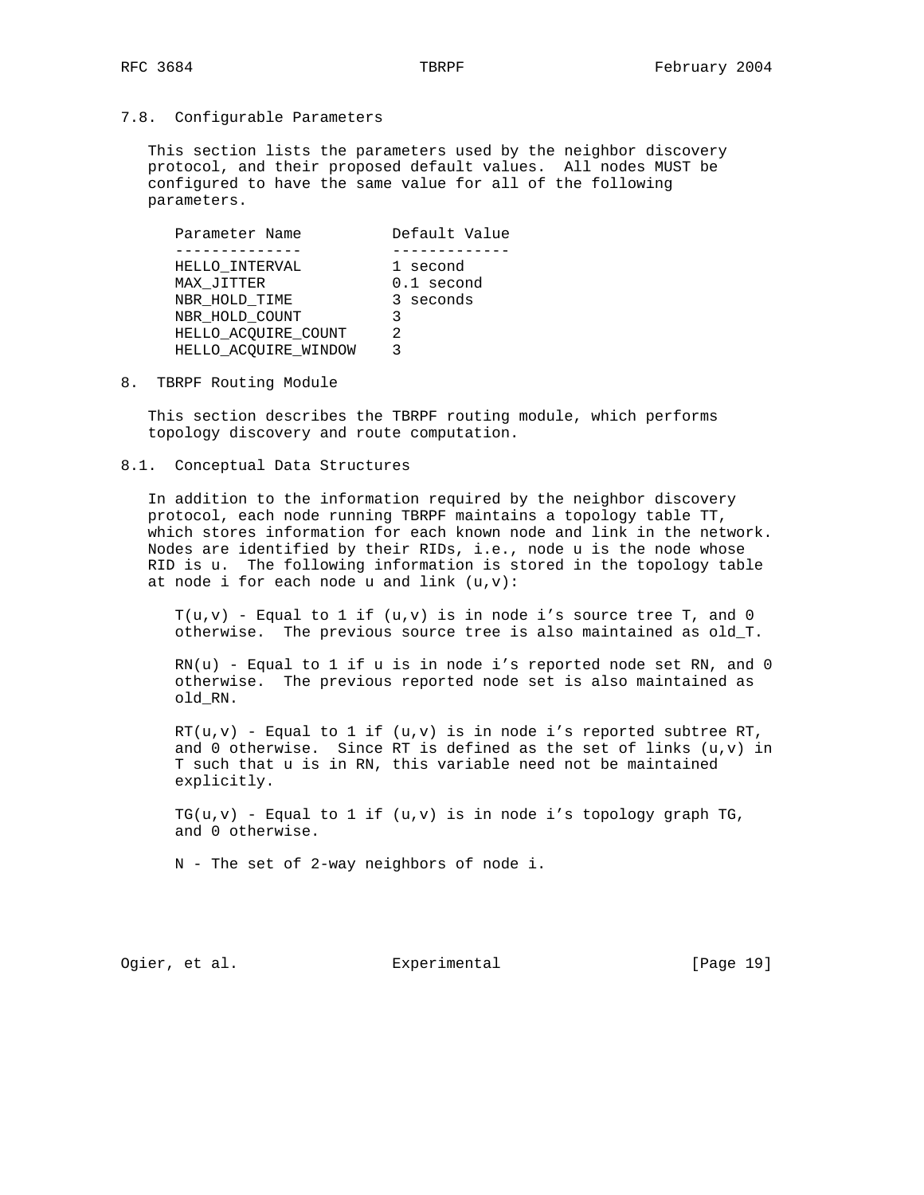## 7.8. Configurable Parameters

This section lists the parameters used by the neighbor discovery protocol, and their proposed default values. All nodes MUST be configured to have the same value for all of the following parameters.

| Parameter Name | Default Value |
|---|---|
| HELLO_INTERVAL | 1 second |
| MAX_JITTER | 0.1 second |
| NBR_HOLD_TIME | 3 seconds |
| NBR_HOLD_COUNT | 3 |
| HELLO_ACQUIRE_COUNT | 2 |
| HELLO_ACQUIRE_WINDOW | 3 |

# 8. TBRPF Routing Module

This section describes the TBRPF routing module, which performs topology discovery and route computation.

## 8.1. Conceptual Data Structures

In addition to the information required by the neighbor discovery protocol, each node running TBRPF maintains a topology table TT, which stores information for each known node and link in the network. Nodes are identified by their RIDs, i.e., node u is the node whose RID is u. The following information is stored in the topology table at node i for each node u and link (u,v):

T(u,v) - Equal to 1 if (u,v) is in node i's source tree T, and 0 otherwise. The previous source tree is also maintained as old_T.

RN(u) - Equal to 1 if u is in node i's reported node set RN, and 0 otherwise. The previous reported node set is also maintained as old_RN.

RT(u,v) - Equal to 1 if (u,v) is in node i's reported subtree RT, and 0 otherwise. Since RT is defined as the set of links (u,v) in T such that u is in RN, this variable need not be maintained explicitly.

TG(u,v) - Equal to 1 if (u,v) is in node i's topology graph TG, and 0 otherwise.

N - The set of 2-way neighbors of node i.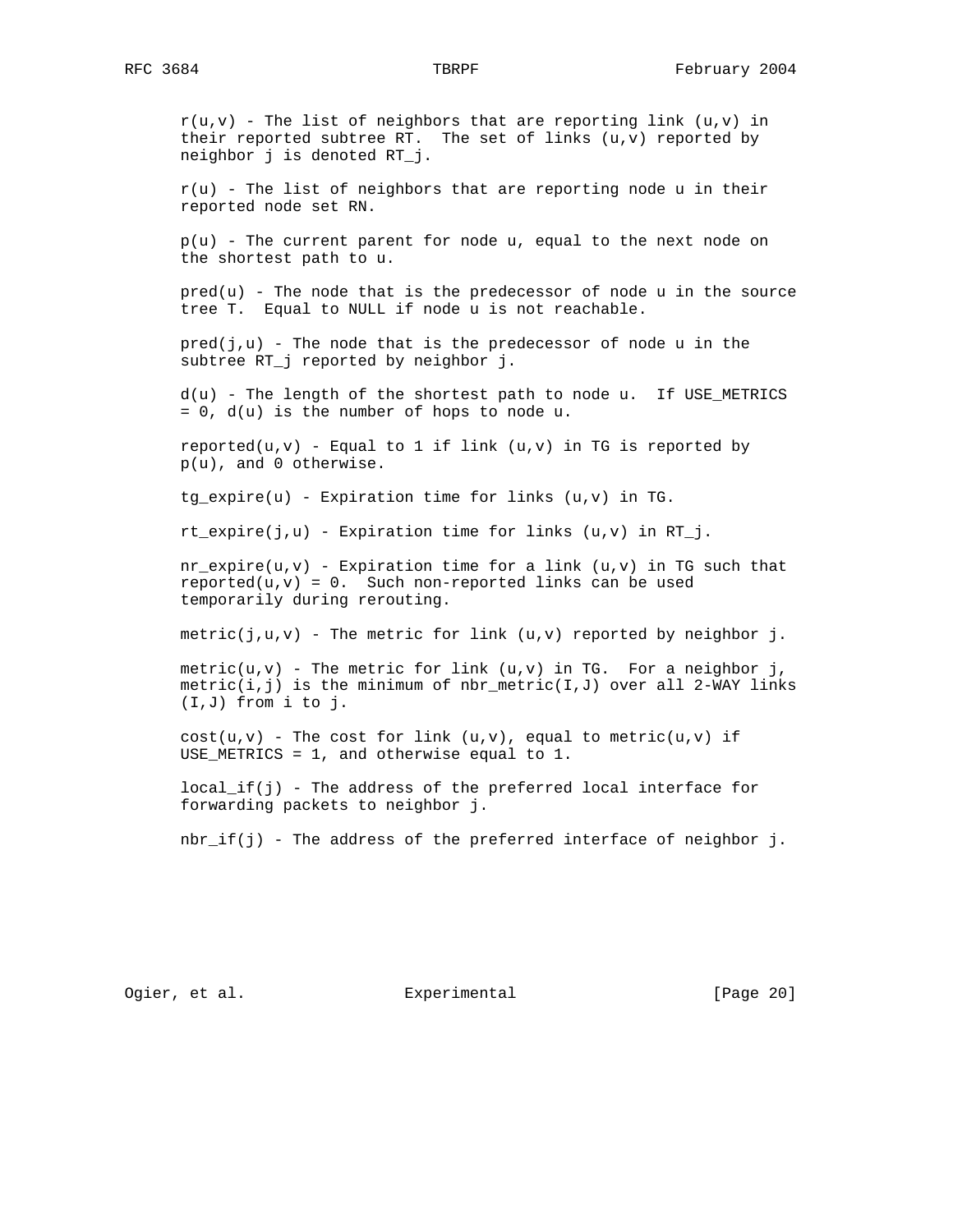r(u,v) - The list of neighbors that are reporting link (u,v) in their reported subtree RT. The set of links (u,v) reported by neighbor j is denoted RT_j.

r(u) - The list of neighbors that are reporting node u in their reported node set RN.

p(u) - The current parent for node u, equal to the next node on the shortest path to u.

pred(u) - The node that is the predecessor of node u in the source tree T. Equal to NULL if node u is not reachable.

pred(j,u) - The node that is the predecessor of node u in the subtree RT_j reported by neighbor j.

d(u) - The length of the shortest path to node u. If USE_METRICS = 0, d(u) is the number of hops to node u.

reported(u,v) - Equal to 1 if link (u,v) in TG is reported by p(u), and 0 otherwise.

tg_expire(u) - Expiration time for links (u,v) in TG.

rt_expire(j,u) - Expiration time for links (u,v) in RT_j.

nr_expire(u,v) - Expiration time for a link (u,v) in TG such that reported(u,v) = 0. Such non-reported links can be used temporarily during rerouting.

metric(j,u,v) - The metric for link (u,v) reported by neighbor j.

metric(u,v) - The metric for link (u,v) in TG. For a neighbor j, metric(i,j) is the minimum of nbr_metric(I,J) over all 2-WAY links (I,J) from i to j.

cost(u,v) - The cost for link (u,v), equal to metric(u,v) if USE_METRICS = 1, and otherwise equal to 1.

local_if(j) - The address of the preferred local interface for forwarding packets to neighbor j.

nbr_if(j) - The address of the preferred interface of neighbor j.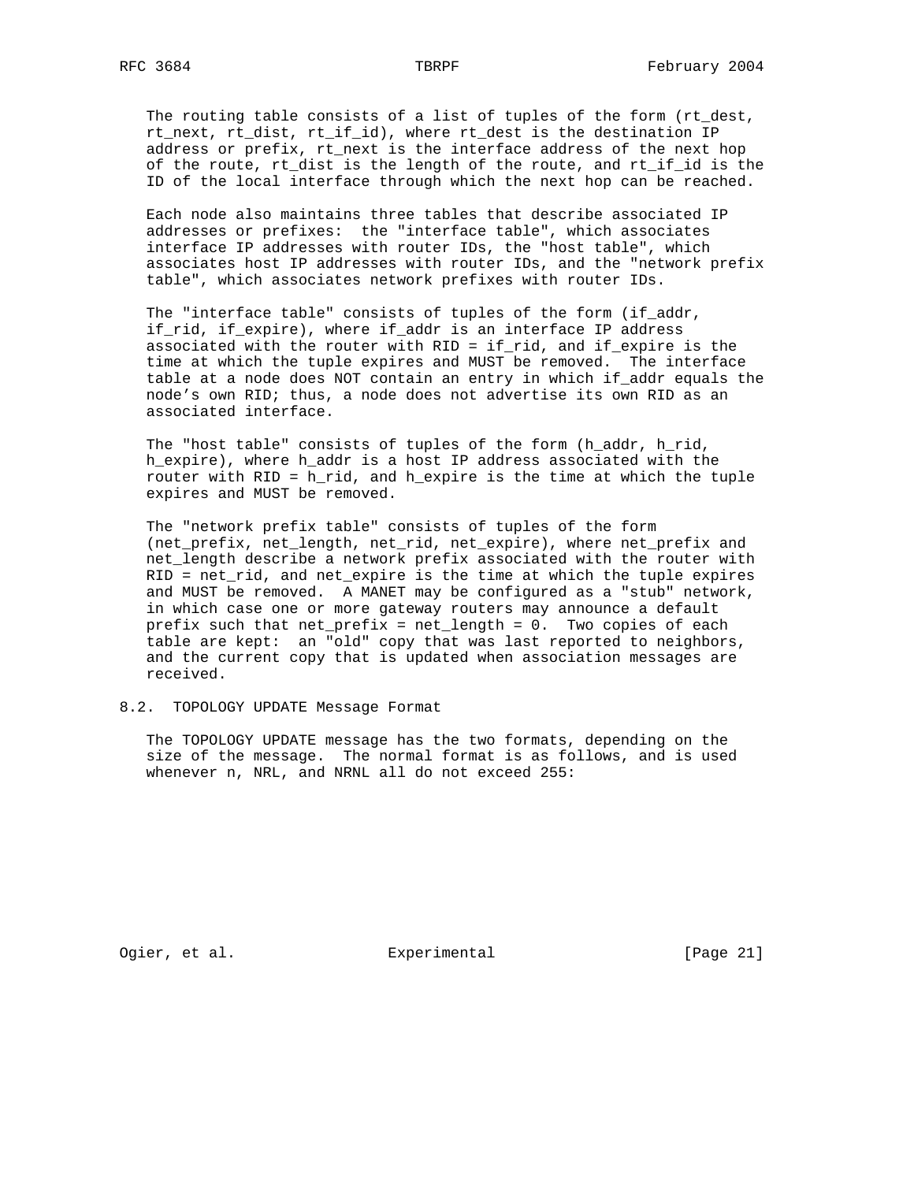The routing table consists of a list of tuples of the form (rt_dest, rt_next, rt_dist, rt_if_id), where rt_dest is the destination IP address or prefix, rt_next is the interface address of the next hop of the route, rt_dist is the length of the route, and rt_if_id is the ID of the local interface through which the next hop can be reached.

Each node also maintains three tables that describe associated IP addresses or prefixes: the "interface table", which associates interface IP addresses with router IDs, the "host table", which associates host IP addresses with router IDs, and the "network prefix table", which associates network prefixes with router IDs.

The "interface table" consists of tuples of the form (if_addr, if_rid, if_expire), where if_addr is an interface IP address associated with the router with RID = if_rid, and if_expire is the time at which the tuple expires and MUST be removed. The interface table at a node does NOT contain an entry in which if_addr equals the node's own RID; thus, a node does not advertise its own RID as an associated interface.

The "host table" consists of tuples of the form (h_addr, h_rid, h_expire), where h_addr is a host IP address associated with the router with RID = h_rid, and h_expire is the time at which the tuple expires and MUST be removed.

The "network prefix table" consists of tuples of the form (net_prefix, net_length, net_rid, net_expire), where net_prefix and net_length describe a network prefix associated with the router with RID = net_rid, and net_expire is the time at which the tuple expires and MUST be removed. A MANET may be configured as a "stub" network, in which case one or more gateway routers may announce a default prefix such that net_prefix = net_length = 0. Two copies of each table are kept: an "old" copy that was last reported to neighbors, and the current copy that is updated when association messages are received.

## 8.2. TOPOLOGY UPDATE Message Format

The TOPOLOGY UPDATE message has the two formats, depending on the size of the message. The normal format is as follows, and is used whenever n, NRL, and NRNL all do not exceed 255: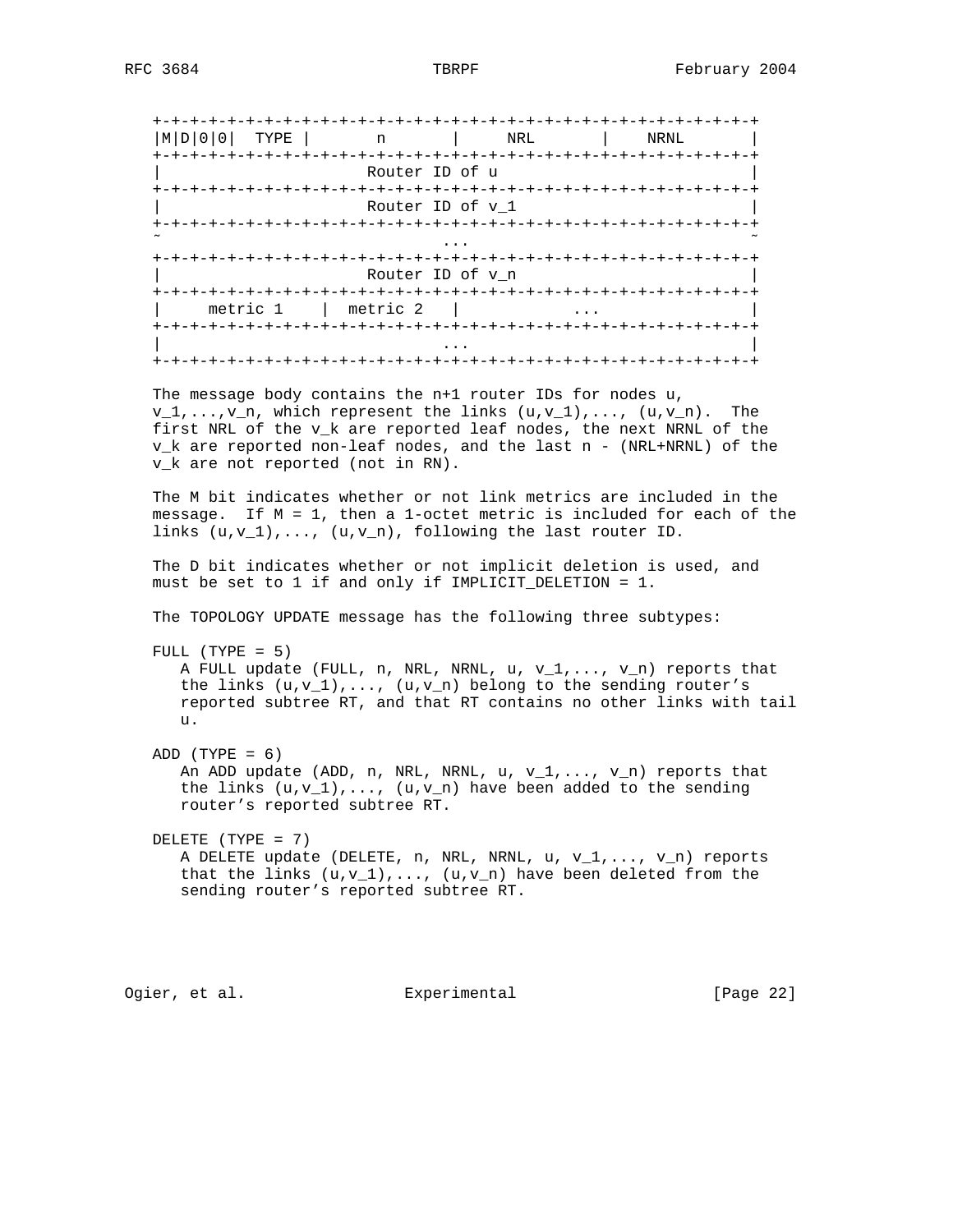```
 +-+-+-+-+-+-+-+-+-+-+-+-+-+-+-+-+-+-+-+-+-+-+-+-+-+-+-+-+-+-+-+-+
 |M|D|0|0|  TYPE |       n       |      NRL      |     NRNL      |
 +-+-+-+-+-+-+-+-+-+-+-+-+-+-+-+-+-+-+-+-+-+-+-+-+-+-+-+-+-+-+-+-+
 |                       Router ID of u                          |
 +-+-+-+-+-+-+-+-+-+-+-+-+-+-+-+-+-+-+-+-+-+-+-+-+-+-+-+-+-+-+-+-+
 |                       Router ID of v_1                        |
 +-+-+-+-+-+-+-+-+-+-+-+-+-+-+-+-+-+-+-+-+-+-+-+-+-+-+-+-+-+-+-+-+
 ~                              ...                              ~
 +-+-+-+-+-+-+-+-+-+-+-+-+-+-+-+-+-+-+-+-+-+-+-+-+-+-+-+-+-+-+-+-+
 |                       Router ID of v_n                        |
 +-+-+-+-+-+-+-+-+-+-+-+-+-+-+-+-+-+-+-+-+-+-+-+-+-+-+-+-+-+-+-+-+
 |     metric 1    |  metric 2   |           ...                   |
 +-+-+-+-+-+-+-+-+-+-+-+-+-+-+-+-+-+-+-+-+-+-+-+-+-+-+-+-+-+-+-+-+
 |                              ...                              |
 +-+-+-+-+-+-+-+-+-+-+-+-+-+-+-+-+-+-+-+-+-+-+-+-+-+-+-+-+-+-+-+-+
```

The message body contains the n+1 router IDs for nodes u, v_1,...,v_n, which represent the links (u,v_1),..., (u,v_n). The first NRL of the v_k are reported leaf nodes, the next NRNL of the v_k are reported non-leaf nodes, and the last n - (NRL+NRNL) of the v_k are not reported (not in RN).

The M bit indicates whether or not link metrics are included in the message. If M = 1, then a 1-octet metric is included for each of the links (u,v_1),..., (u,v_n), following the last router ID.

The D bit indicates whether or not implicit deletion is used, and must be set to 1 if and only if IMPLICIT_DELETION = 1.

The TOPOLOGY UPDATE message has the following three subtypes:

FULL (TYPE = 5)
   A FULL update (FULL, n, NRL, NRNL, u, v_1,..., v_n) reports that the links (u,v_1),..., (u,v_n) belong to the sending router's reported subtree RT, and that RT contains no other links with tail u.

ADD (TYPE = 6)
   An ADD update (ADD, n, NRL, NRNL, u, v_1,..., v_n) reports that the links (u,v_1),..., (u,v_n) have been added to the sending router's reported subtree RT.

DELETE (TYPE = 7)
   A DELETE update (DELETE, n, NRL, NRNL, u, v_1,..., v_n) reports that the links (u,v_1),..., (u,v_n) have been deleted from the sending router's reported subtree RT.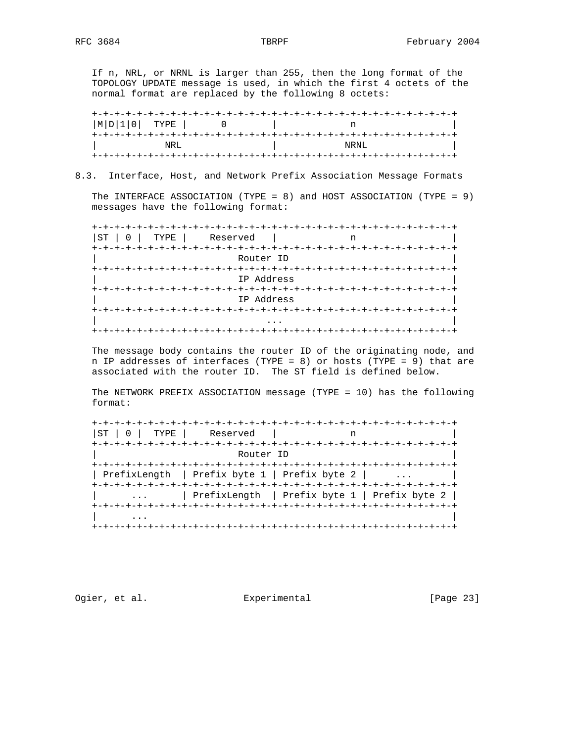If n, NRL, or NRNL is larger than 255, then the long format of the TOPOLOGY UPDATE message is used, in which the first 4 octets of the normal format are replaced by the following 8 octets:

```
+-+-+-+-+-+-+-+-+-+-+-+-+-+-+-+-+-+-+-+-+-+-+-+-+-+-+-+-+-+-+-+-+
|M|D|1|0|  TYPE |      0        |             n                 |
+-+-+-+-+-+-+-+-+-+-+-+-+-+-+-+-+-+-+-+-+-+-+-+-+-+-+-+-+-+-+-+-+
|           NRL                 |            NRNL               |
+-+-+-+-+-+-+-+-+-+-+-+-+-+-+-+-+-+-+-+-+-+-+-+-+-+-+-+-+-+-+-+-+
```

## 8.3. Interface, Host, and Network Prefix Association Message Formats

The INTERFACE ASSOCIATION (TYPE = 8) and HOST ASSOCIATION (TYPE = 9) messages have the following format:

```
+-+-+-+-+-+-+-+-+-+-+-+-+-+-+-+-+-+-+-+-+-+-+-+-+-+-+-+-+-+-+-+-+
|ST | 0 |  TYPE |    Reserved   |             n                 |
+-+-+-+-+-+-+-+-+-+-+-+-+-+-+-+-+-+-+-+-+-+-+-+-+-+-+-+-+-+-+-+-+
|                         Router ID                             |
+-+-+-+-+-+-+-+-+-+-+-+-+-+-+-+-+-+-+-+-+-+-+-+-+-+-+-+-+-+-+-+-+
|                         IP Address                            |
+-+-+-+-+-+-+-+-+-+-+-+-+-+-+-+-+-+-+-+-+-+-+-+-+-+-+-+-+-+-+-+-+
|                         IP Address                            |
+-+-+-+-+-+-+-+-+-+-+-+-+-+-+-+-+-+-+-+-+-+-+-+-+-+-+-+-+-+-+-+-+
|                            ...                                |
+-+-+-+-+-+-+-+-+-+-+-+-+-+-+-+-+-+-+-+-+-+-+-+-+-+-+-+-+-+-+-+-+
```

The message body contains the router ID of the originating node, and n IP addresses of interfaces (TYPE = 8) or hosts (TYPE = 9) that are associated with the router ID. The ST field is defined below.

The NETWORK PREFIX ASSOCIATION message (TYPE = 10) has the following format:

```
+-+-+-+-+-+-+-+-+-+-+-+-+-+-+-+-+-+-+-+-+-+-+-+-+-+-+-+-+-+-+-+-+
|ST | 0 |  TYPE |    Reserved   |             n                 |
+-+-+-+-+-+-+-+-+-+-+-+-+-+-+-+-+-+-+-+-+-+-+-+-+-+-+-+-+-+-+-+-+
|                         Router ID                             |
+-+-+-+-+-+-+-+-+-+-+-+-+-+-+-+-+-+-+-+-+-+-+-+-+-+-+-+-+-+-+-+-+
| PrefixLength  | Prefix byte 1 | Prefix byte 2 |     ...       |
+-+-+-+-+-+-+-+-+-+-+-+-+-+-+-+-+-+-+-+-+-+-+-+-+-+-+-+-+-+-+-+-+
|      ...      | PrefixLength  | Prefix byte 1 | Prefix byte 2 |
+-+-+-+-+-+-+-+-+-+-+-+-+-+-+-+-+-+-+-+-+-+-+-+-+-+-+-+-+-+-+-+-+
|      ...                                                      |
+-+-+-+-+-+-+-+-+-+-+-+-+-+-+-+-+-+-+-+-+-+-+-+-+-+-+-+-+-+-+-+-+
```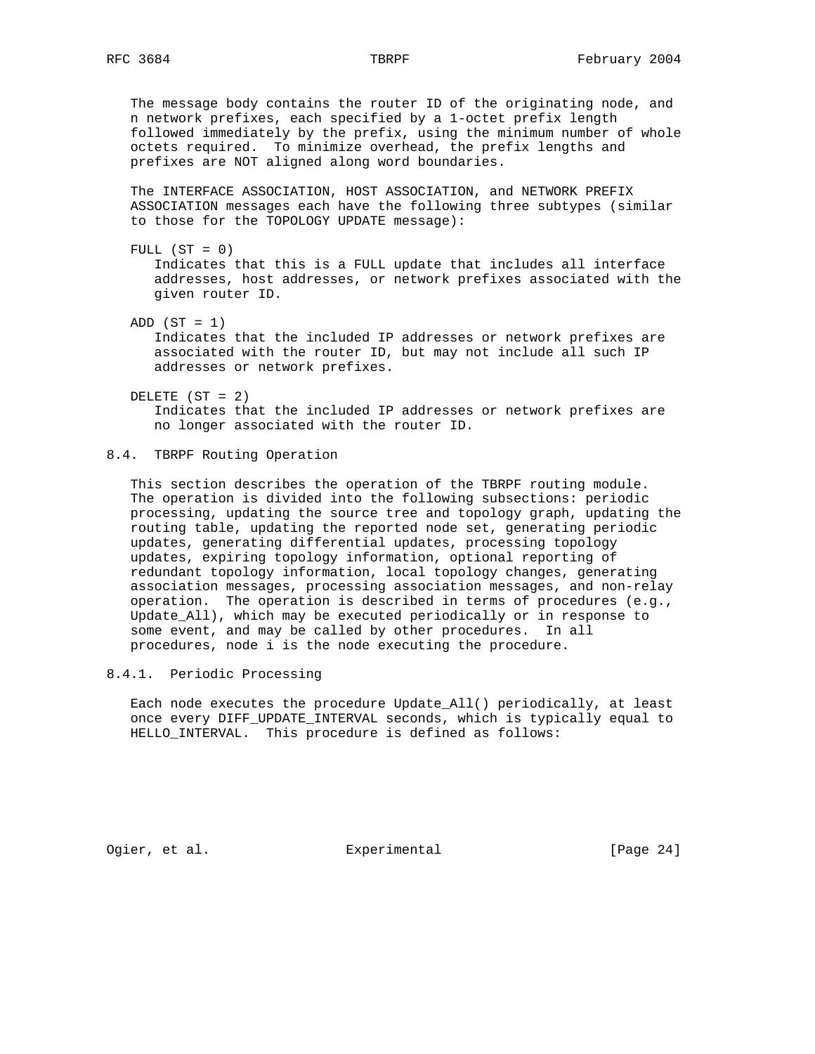The message body contains the router ID of the originating node, and n network prefixes, each specified by a 1-octet prefix length followed immediately by the prefix, using the minimum number of whole octets required. To minimize overhead, the prefix lengths and prefixes are NOT aligned along word boundaries.

The INTERFACE ASSOCIATION, HOST ASSOCIATION, and NETWORK PREFIX ASSOCIATION messages each have the following three subtypes (similar to those for the TOPOLOGY UPDATE message):

FULL (ST = 0)
: Indicates that this is a FULL update that includes all interface addresses, host addresses, or network prefixes associated with the given router ID.

ADD (ST = 1)
: Indicates that the included IP addresses or network prefixes are associated with the router ID, but may not include all such IP addresses or network prefixes.

DELETE (ST = 2)
: Indicates that the included IP addresses or network prefixes are no longer associated with the router ID.

### 8.4. TBRPF Routing Operation

This section describes the operation of the TBRPF routing module. The operation is divided into the following subsections: periodic processing, updating the source tree and topology graph, updating the routing table, updating the reported node set, generating periodic updates, generating differential updates, processing topology updates, expiring topology information, optional reporting of redundant topology information, local topology changes, generating association messages, processing association messages, and non-relay operation. The operation is described in terms of procedures (e.g., Update_All), which may be executed periodically or in response to some event, and may be called by other procedures. In all procedures, node i is the node executing the procedure.

#### 8.4.1. Periodic Processing

Each node executes the procedure Update_All() periodically, at least once every DIFF_UPDATE_INTERVAL seconds, which is typically equal to HELLO_INTERVAL. This procedure is defined as follows: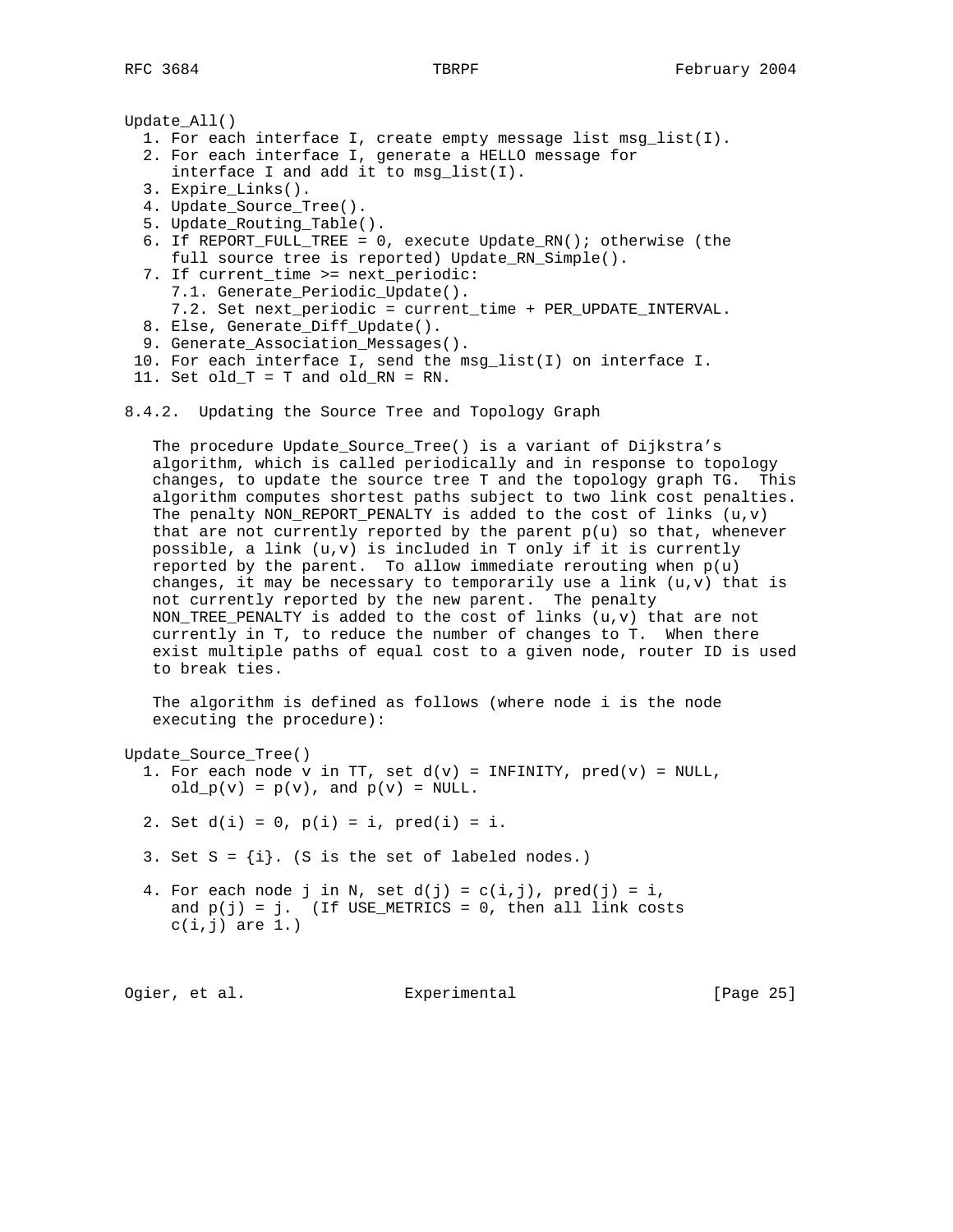```
Update_All()
  1. For each interface I, create empty message list msg_list(I).
  2. For each interface I, generate a HELLO message for
     interface I and add it to msg_list(I).
  3. Expire_Links().
  4. Update_Source_Tree().
  5. Update_Routing_Table().
  6. If REPORT_FULL_TREE = 0, execute Update_RN(); otherwise (the
     full source tree is reported) Update_RN_Simple().
  7. If current_time >= next_periodic:
     7.1. Generate_Periodic_Update().
     7.2. Set next_periodic = current_time + PER_UPDATE_INTERVAL.
  8. Else, Generate_Diff_Update().
  9. Generate_Association_Messages().
 10. For each interface I, send the msg_list(I) on interface I.
 11. Set old_T = T and old_RN = RN.
```

### 8.4.2. Updating the Source Tree and Topology Graph

The procedure Update_Source_Tree() is a variant of Dijkstra's algorithm, which is called periodically and in response to topology changes, to update the source tree T and the topology graph TG. This algorithm computes shortest paths subject to two link cost penalties. The penalty NON_REPORT_PENALTY is added to the cost of links (u,v) that are not currently reported by the parent p(u) so that, whenever possible, a link (u,v) is included in T only if it is currently reported by the parent. To allow immediate rerouting when p(u) changes, it may be necessary to temporarily use a link (u,v) that is not currently reported by the new parent. The penalty NON_TREE_PENALTY is added to the cost of links (u,v) that are not currently in T, to reduce the number of changes to T. When there exist multiple paths of equal cost to a given node, router ID is used to break ties.

The algorithm is defined as follows (where node i is the node executing the procedure):

```
Update_Source_Tree()
  1. For each node v in TT, set d(v) = INFINITY, pred(v) = NULL,
     old_p(v) = p(v), and p(v) = NULL.

  2. Set d(i) = 0, p(i) = i, pred(i) = i.

  3. Set S = {i}. (S is the set of labeled nodes.)

  4. For each node j in N, set d(j) = c(i,j), pred(j) = i,
     and p(j) = j.  (If USE_METRICS = 0, then all link costs
     c(i,j) are 1.)
```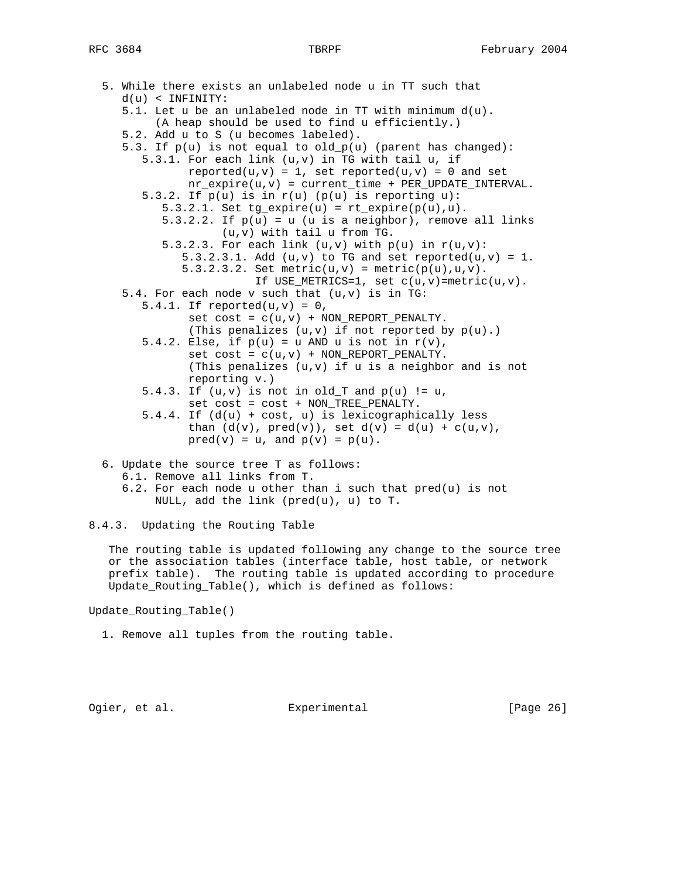5. While there exists an unlabeled node u in TT such that d(u) < INFINITY:
   - 5.1. Let u be an unlabeled node in TT with minimum d(u). (A heap should be used to find u efficiently.)
   - 5.2. Add u to S (u becomes labeled).
   - 5.3. If p(u) is not equal to old_p(u) (parent has changed):
     - 5.3.1. For each link (u,v) in TG with tail u, if reported(u,v) = 1, set reported(u,v) = 0 and set nr_expire(u,v) = current_time + PER_UPDATE_INTERVAL.
     - 5.3.2. If p(u) is in r(u) (p(u) is reporting u):
       - 5.3.2.1. Set tg_expire(u) = rt_expire(p(u),u).
       - 5.3.2.2. If p(u) = u (u is a neighbor), remove all links (u,v) with tail u from TG.
       - 5.3.2.3. For each link (u,v) with p(u) in r(u,v):
         - 5.3.2.3.1. Add (u,v) to TG and set reported(u,v) = 1.
         - 5.3.2.3.2. Set metric(u,v) = metric(p(u),u,v). If USE_METRICS=1, set c(u,v)=metric(u,v).
   - 5.4. For each node v such that (u,v) is in TG:
     - 5.4.1. If reported(u,v) = 0, set cost = c(u,v) + NON_REPORT_PENALTY. (This penalizes (u,v) if not reported by p(u).)
     - 5.4.2. Else, if p(u) = u AND u is not in r(v), set cost = c(u,v) + NON_REPORT_PENALTY. (This penalizes (u,v) if u is a neighbor and is not reporting v.)
     - 5.4.3. If (u,v) is not in old_T and p(u) != u, set cost = cost + NON_TREE_PENALTY.
     - 5.4.4. If (d(u) + cost, u) is lexicographically less than (d(v), pred(v)), set d(v) = d(u) + c(u,v), pred(v) = u, and p(v) = p(u).

6. Update the source tree T as follows:
   - 6.1. Remove all links from T.
   - 6.2. For each node u other than i such that pred(u) is not NULL, add the link (pred(u), u) to T.

### 8.4.3. Updating the Routing Table

The routing table is updated following any change to the source tree or the association tables (interface table, host table, or network prefix table). The routing table is updated according to procedure Update_Routing_Table(), which is defined as follows:

Update_Routing_Table()

1. Remove all tuples from the routing table.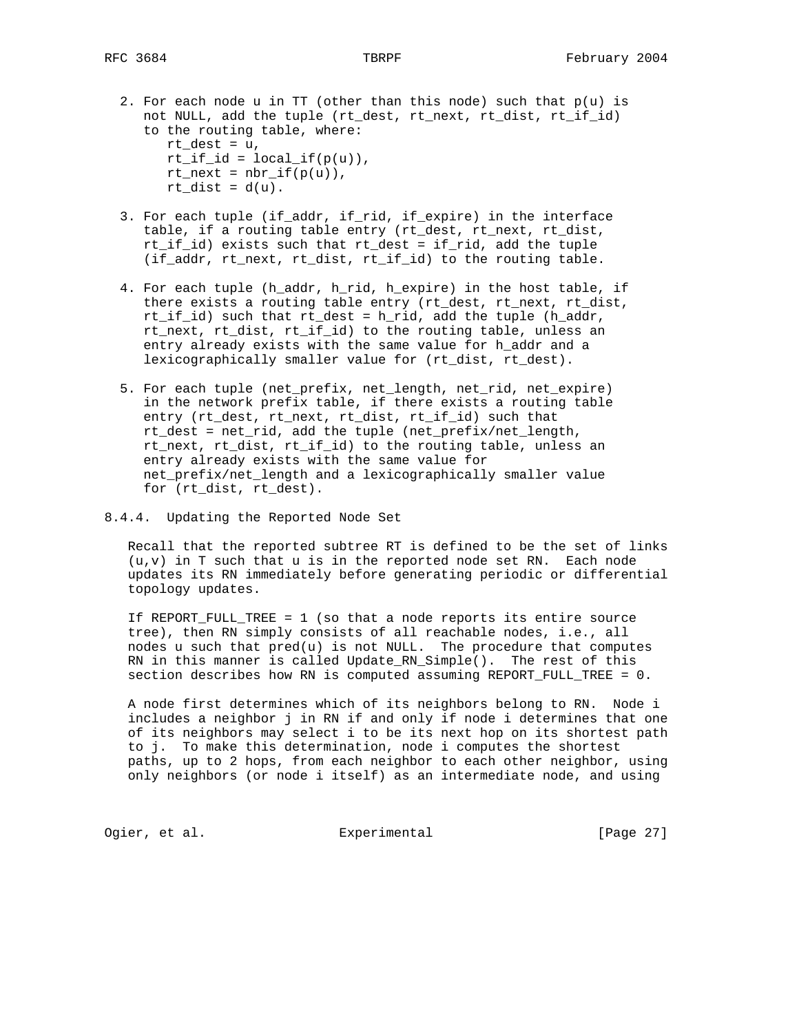2. For each node u in TT (other than this node) such that p(u) is not NULL, add the tuple (rt_dest, rt_next, rt_dist, rt_if_id) to the routing table, where:

   ```
   rt_dest = u,
   rt_if_id = local_if(p(u)),
   rt_next = nbr_if(p(u)),
   rt_dist = d(u).
   ```

3. For each tuple (if_addr, if_rid, if_expire) in the interface table, if a routing table entry (rt_dest, rt_next, rt_dist, rt_if_id) exists such that rt_dest = if_rid, add the tuple (if_addr, rt_next, rt_dist, rt_if_id) to the routing table.

4. For each tuple (h_addr, h_rid, h_expire) in the host table, if there exists a routing table entry (rt_dest, rt_next, rt_dist, rt_if_id) such that rt_dest = h_rid, add the tuple (h_addr, rt_next, rt_dist, rt_if_id) to the routing table, unless an entry already exists with the same value for h_addr and a lexicographically smaller value for (rt_dist, rt_dest).

5. For each tuple (net_prefix, net_length, net_rid, net_expire) in the network prefix table, if there exists a routing table entry (rt_dest, rt_next, rt_dist, rt_if_id) such that rt_dest = net_rid, add the tuple (net_prefix/net_length, rt_next, rt_dist, rt_if_id) to the routing table, unless an entry already exists with the same value for net_prefix/net_length and a lexicographically smaller value for (rt_dist, rt_dest).

### 8.4.4. Updating the Reported Node Set

Recall that the reported subtree RT is defined to be the set of links (u,v) in T such that u is in the reported node set RN. Each node updates its RN immediately before generating periodic or differential topology updates.

If REPORT_FULL_TREE = 1 (so that a node reports its entire source tree), then RN simply consists of all reachable nodes, i.e., all nodes u such that pred(u) is not NULL. The procedure that computes RN in this manner is called Update_RN_Simple(). The rest of this section describes how RN is computed assuming REPORT_FULL_TREE = 0.

A node first determines which of its neighbors belong to RN. Node i includes a neighbor j in RN if and only if node i determines that one of its neighbors may select i to be its next hop on its shortest path to j. To make this determination, node i computes the shortest paths, up to 2 hops, from each neighbor to each other neighbor, using only neighbors (or node i itself) as an intermediate node, and using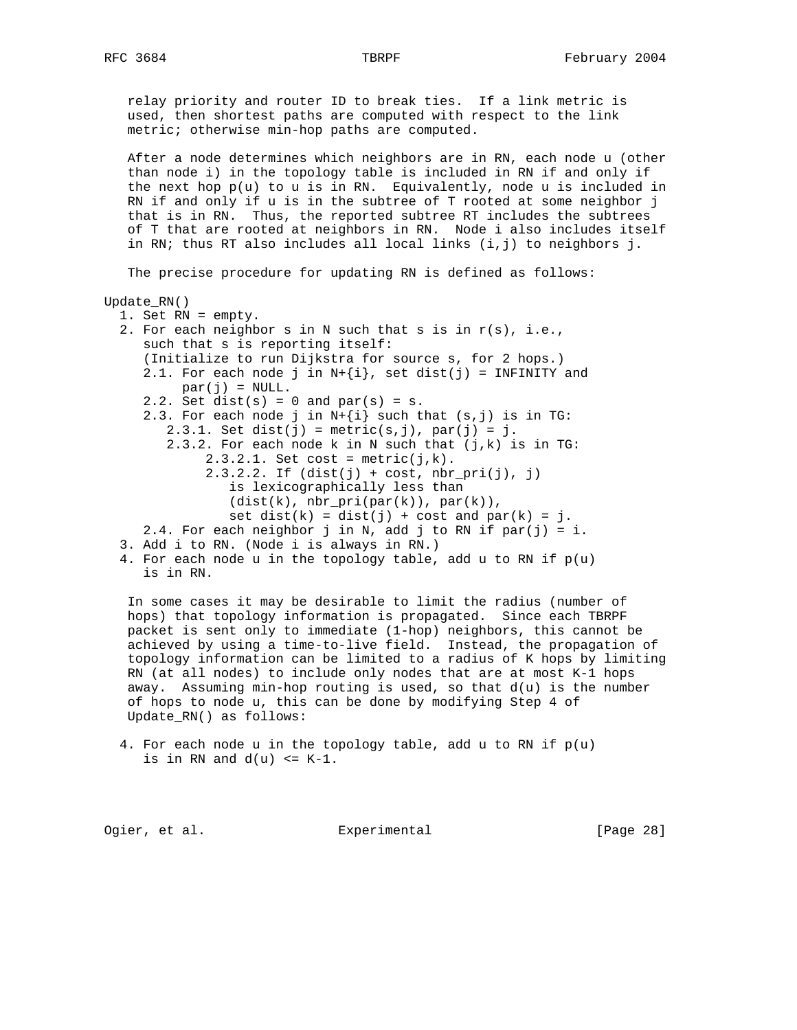relay priority and router ID to break ties. If a link metric is used, then shortest paths are computed with respect to the link metric; otherwise min-hop paths are computed.

After a node determines which neighbors are in RN, each node u (other than node i) in the topology table is included in RN if and only if the next hop p(u) to u is in RN. Equivalently, node u is included in RN if and only if u is in the subtree of T rooted at some neighbor j that is in RN. Thus, the reported subtree RT includes the subtrees of T that are rooted at neighbors in RN. Node i also includes itself in RN; thus RT also includes all local links (i,j) to neighbors j.

The precise procedure for updating RN is defined as follows:

```
Update_RN()
  1. Set RN = empty.
  2. For each neighbor s in N such that s is in r(s), i.e.,
     such that s is reporting itself:
     (Initialize to run Dijkstra for source s, for 2 hops.)
     2.1. For each node j in N+{i}, set dist(j) = INFINITY and
          par(j) = NULL.
     2.2. Set dist(s) = 0 and par(s) = s.
     2.3. For each node j in N+{i} such that (s,j) is in TG:
        2.3.1. Set dist(j) = metric(s,j), par(j) = j.
        2.3.2. For each node k in N such that (j,k) is in TG:
             2.3.2.1. Set cost = metric(j,k).
             2.3.2.2. If (dist(j) + cost, nbr_pri(j), j)
                is lexicographically less than
                (dist(k), nbr_pri(par(k)), par(k)),
                set dist(k) = dist(j) + cost and par(k) = j.
     2.4. For each neighbor j in N, add j to RN if par(j) = i.
  3. Add i to RN. (Node i is always in RN.)
  4. For each node u in the topology table, add u to RN if p(u)
     is in RN.
```

In some cases it may be desirable to limit the radius (number of hops) that topology information is propagated. Since each TBRPF packet is sent only to immediate (1-hop) neighbors, this cannot be achieved by using a time-to-live field. Instead, the propagation of topology information can be limited to a radius of K hops by limiting RN (at all nodes) to include only nodes that are at most K-1 hops away. Assuming min-hop routing is used, so that d(u) is the number of hops to node u, this can be done by modifying Step 4 of Update_RN() as follows:

```
  4. For each node u in the topology table, add u to RN if p(u)
     is in RN and d(u) <= K-1.
```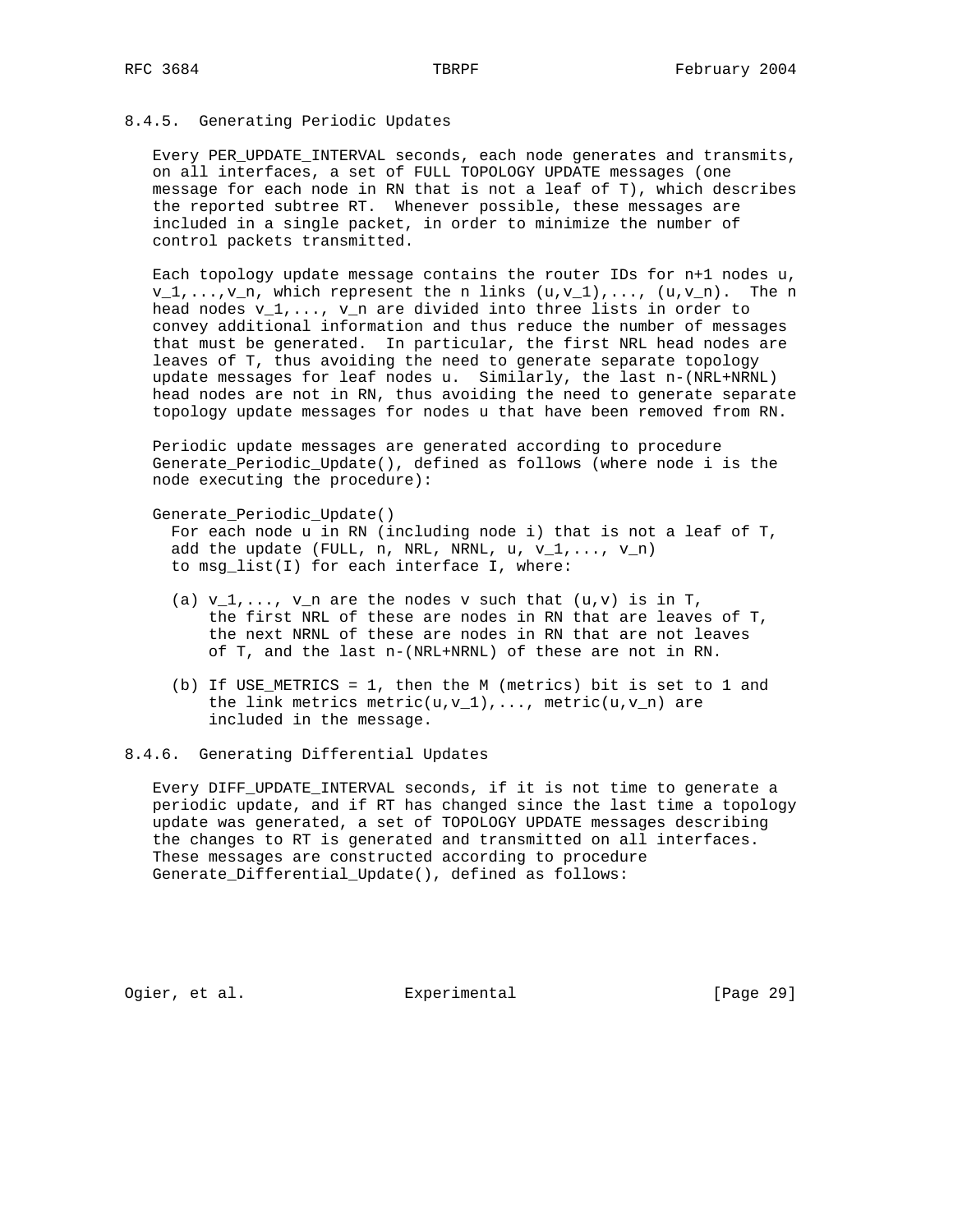### 8.4.5. Generating Periodic Updates

Every PER_UPDATE_INTERVAL seconds, each node generates and transmits, on all interfaces, a set of FULL TOPOLOGY UPDATE messages (one message for each node in RN that is not a leaf of T), which describes the reported subtree RT. Whenever possible, these messages are included in a single packet, in order to minimize the number of control packets transmitted.

Each topology update message contains the router IDs for n+1 nodes u, v_1,...,v_n, which represent the n links (u,v_1),..., (u,v_n). The n head nodes v_1,..., v_n are divided into three lists in order to convey additional information and thus reduce the number of messages that must be generated. In particular, the first NRL head nodes are leaves of T, thus avoiding the need to generate separate topology update messages for leaf nodes u. Similarly, the last n-(NRL+NRNL) head nodes are not in RN, thus avoiding the need to generate separate topology update messages for nodes u that have been removed from RN.

Periodic update messages are generated according to procedure Generate_Periodic_Update(), defined as follows (where node i is the node executing the procedure):

```
Generate_Periodic_Update()
  For each node u in RN (including node i) that is not a leaf of T,
  add the update (FULL, n, NRL, NRNL, u, v_1,..., v_n)
  to msg_list(I) for each interface I, where:

  (a) v_1,..., v_n are the nodes v such that (u,v) is in T,
      the first NRL of these are nodes in RN that are leaves of T,
      the next NRNL of these are nodes in RN that are not leaves
      of T, and the last n-(NRL+NRNL) of these are not in RN.

  (b) If USE_METRICS = 1, then the M (metrics) bit is set to 1 and
      the link metrics metric(u,v_1),..., metric(u,v_n) are
      included in the message.
```

### 8.4.6. Generating Differential Updates

Every DIFF_UPDATE_INTERVAL seconds, if it is not time to generate a periodic update, and if RT has changed since the last time a topology update was generated, a set of TOPOLOGY UPDATE messages describing the changes to RT is generated and transmitted on all interfaces. These messages are constructed according to procedure Generate_Differential_Update(), defined as follows: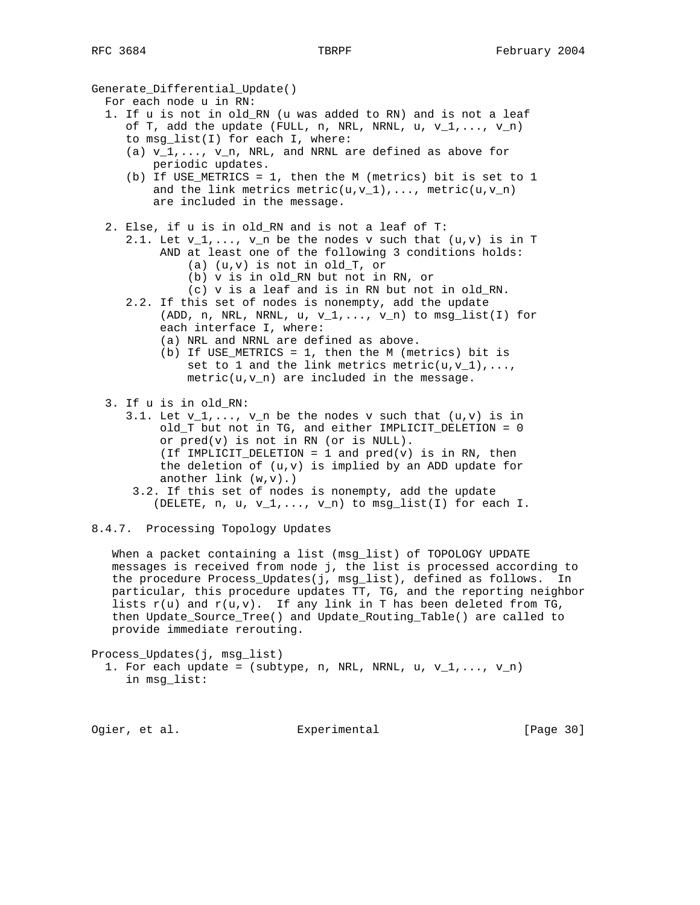```
Generate_Differential_Update()
  For each node u in RN:
  1. If u is not in old_RN (u was added to RN) and is not a leaf
     of T, add the update (FULL, n, NRL, NRNL, u, v_1,..., v_n)
     to msg_list(I) for each I, where:
     (a) v_1,..., v_n, NRL, and NRNL are defined as above for
         periodic updates.
     (b) If USE_METRICS = 1, then the M (metrics) bit is set to 1
         and the link metrics metric(u,v_1),..., metric(u,v_n)
         are included in the message.

  2. Else, if u is in old_RN and is not a leaf of T:
     2.1. Let v_1,..., v_n be the nodes v such that (u,v) is in T
          AND at least one of the following 3 conditions holds:
              (a) (u,v) is not in old_T, or
              (b) v is in old_RN but not in RN, or
              (c) v is a leaf and is in RN but not in old_RN.
     2.2. If this set of nodes is nonempty, add the update
          (ADD, n, NRL, NRNL, u, v_1,..., v_n) to msg_list(I) for
          each interface I, where:
          (a) NRL and NRNL are defined as above.
          (b) If USE_METRICS = 1, then the M (metrics) bit is
              set to 1 and the link metrics metric(u,v_1),...,
              metric(u,v_n) are included in the message.

  3. If u is in old_RN:
     3.1. Let v_1,..., v_n be the nodes v such that (u,v) is in
          old_T but not in TG, and either IMPLICIT_DELETION = 0
          or pred(v) is not in RN (or is NULL).
          (If IMPLICIT_DELETION = 1 and pred(v) is in RN, then
          the deletion of (u,v) is implied by an ADD update for
          another link (w,v).)
      3.2. If this set of nodes is nonempty, add the update
         (DELETE, n, u, v_1,..., v_n) to msg_list(I) for each I.
```

### 8.4.7. Processing Topology Updates

When a packet containing a list (msg_list) of TOPOLOGY UPDATE messages is received from node j, the list is processed according to the procedure Process_Updates(j, msg_list), defined as follows. In particular, this procedure updates TT, TG, and the reporting neighbor lists r(u) and r(u,v). If any link in T has been deleted from TG, then Update_Source_Tree() and Update_Routing_Table() are called to provide immediate rerouting.

```
Process_Updates(j, msg_list)
  1. For each update = (subtype, n, NRL, NRNL, u, v_1,..., v_n)
     in msg_list:
```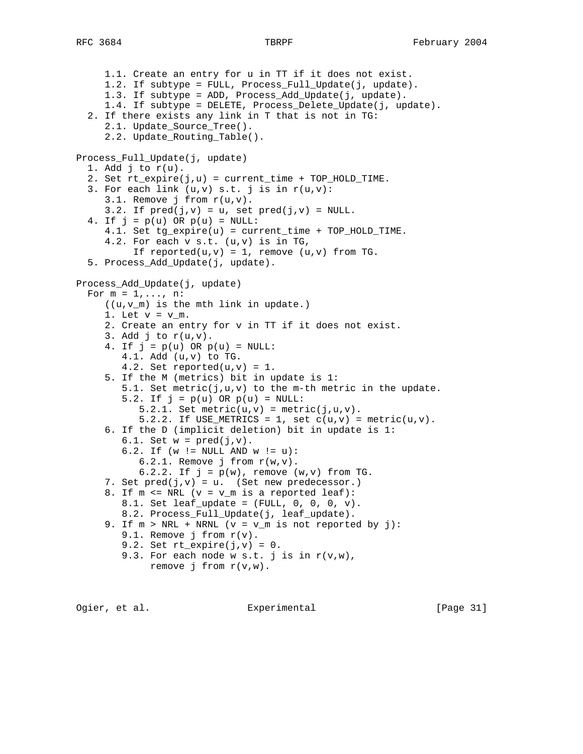```
      1.1. Create an entry for u in TT if it does not exist.
      1.2. If subtype = FULL, Process_Full_Update(j, update).
      1.3. If subtype = ADD, Process_Add_Update(j, update).
      1.4. If subtype = DELETE, Process_Delete_Update(j, update).
   2. If there exists any link in T that is not in TG:
      2.1. Update_Source_Tree().
      2.2. Update_Routing_Table().

Process_Full_Update(j, update)
   1. Add j to r(u).
   2. Set rt_expire(j,u) = current_time + TOP_HOLD_TIME.
   3. For each link (u,v) s.t. j is in r(u,v):
      3.1. Remove j from r(u,v).
      3.2. If pred(j,v) = u, set pred(j,v) = NULL.
   4. If j = p(u) OR p(u) = NULL:
      4.1. Set tg_expire(u) = current_time + TOP_HOLD_TIME.
      4.2. For each v s.t. (u,v) is in TG,
           If reported(u,v) = 1, remove (u,v) from TG.
   5. Process_Add_Update(j, update).

Process_Add_Update(j, update)
   For m = 1,..., n:
      ((u,v_m) is the mth link in update.)
      1. Let v = v_m.
      2. Create an entry for v in TT if it does not exist.
      3. Add j to r(u,v).
      4. If j = p(u) OR p(u) = NULL:
         4.1. Add (u,v) to TG.
         4.2. Set reported(u,v) = 1.
      5. If the M (metrics) bit in update is 1:
         5.1. Set metric(j,u,v) to the m-th metric in the update.
         5.2. If j = p(u) OR p(u) = NULL:
            5.2.1. Set metric(u,v) = metric(j,u,v).
            5.2.2. If USE_METRICS = 1, set c(u,v) = metric(u,v).
      6. If the D (implicit deletion) bit in update is 1:
         6.1. Set w = pred(j,v).
         6.2. If (w != NULL AND w != u):
            6.2.1. Remove j from r(w,v).
            6.2.2. If j = p(w), remove (w,v) from TG.
      7. Set pred(j,v) = u.  (Set new predecessor.)
      8. If m <= NRL (v = v_m is a reported leaf):
         8.1. Set leaf_update = (FULL, 0, 0, 0, v).
         8.2. Process_Full_Update(j, leaf_update).
      9. If m > NRL + NRNL (v = v_m is not reported by j):
         9.1. Remove j from r(v).
         9.2. Set rt_expire(j,v) = 0.
         9.3. For each node w s.t. j is in r(v,w),
              remove j from r(v,w).
```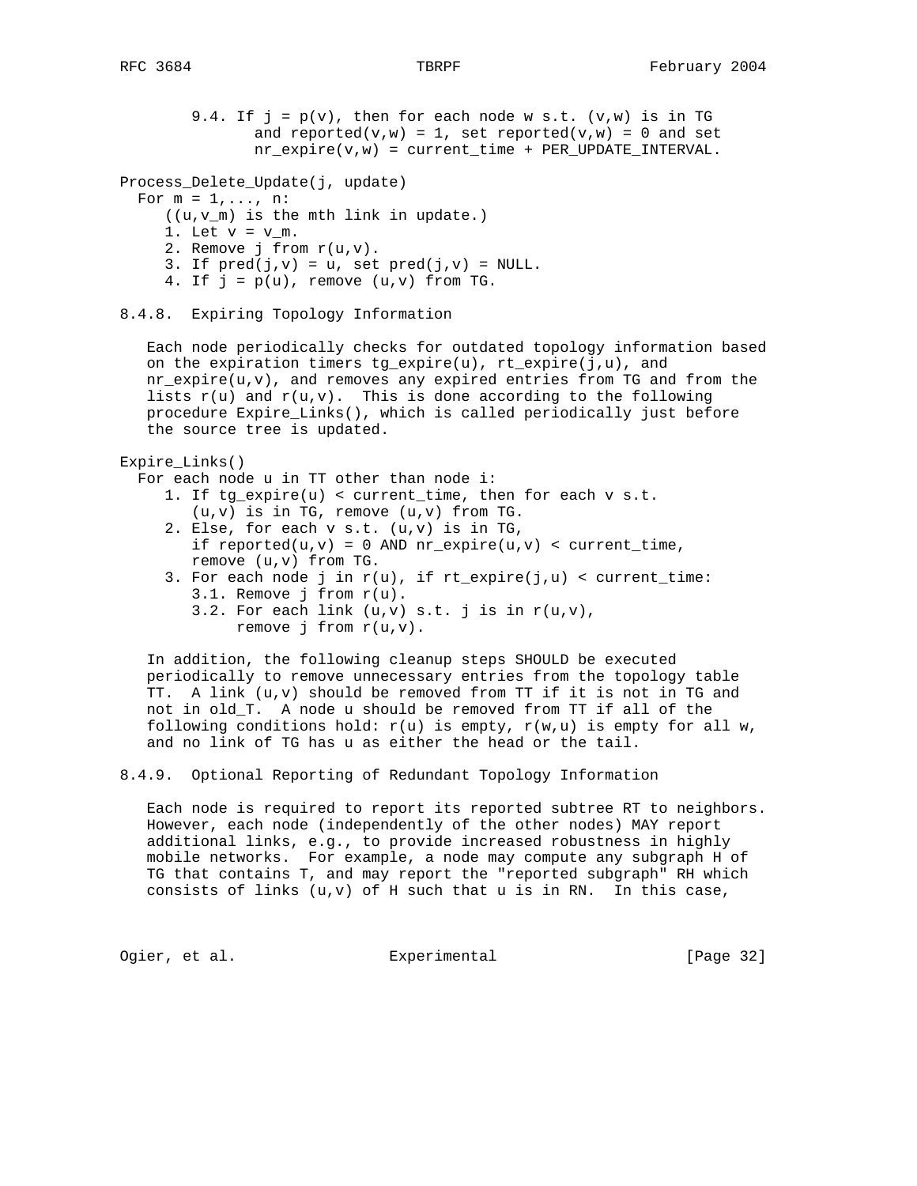```
        9.4. If j = p(v), then for each node w s.t. (v,w) is in TG
               and reported(v,w) = 1, set reported(v,w) = 0 and set
               nr_expire(v,w) = current_time + PER_UPDATE_INTERVAL.

Process_Delete_Update(j, update)
  For m = 1,..., n:
     ((u,v_m) is the mth link in update.)
     1. Let v = v_m.
     2. Remove j from r(u,v).
     3. If pred(j,v) = u, set pred(j,v) = NULL.
     4. If j = p(u), remove (u,v) from TG.
```

### 8.4.8. Expiring Topology Information

Each node periodically checks for outdated topology information based on the expiration timers tg_expire(u), rt_expire(j,u), and nr_expire(u,v), and removes any expired entries from TG and from the lists r(u) and r(u,v). This is done according to the following procedure Expire_Links(), which is called periodically just before the source tree is updated.

```
Expire_Links()
  For each node u in TT other than node i:
     1. If tg_expire(u) < current_time, then for each v s.t.
        (u,v) is in TG, remove (u,v) from TG.
     2. Else, for each v s.t. (u,v) is in TG,
        if reported(u,v) = 0 AND nr_expire(u,v) < current_time,
        remove (u,v) from TG.
     3. For each node j in r(u), if rt_expire(j,u) < current_time:
        3.1. Remove j from r(u).
        3.2. For each link (u,v) s.t. j is in r(u,v),
             remove j from r(u,v).
```

In addition, the following cleanup steps SHOULD be executed periodically to remove unnecessary entries from the topology table TT. A link (u,v) should be removed from TT if it is not in TG and not in old_T. A node u should be removed from TT if all of the following conditions hold: r(u) is empty, r(w,u) is empty for all w, and no link of TG has u as either the head or the tail.

### 8.4.9. Optional Reporting of Redundant Topology Information

Each node is required to report its reported subtree RT to neighbors. However, each node (independently of the other nodes) MAY report additional links, e.g., to provide increased robustness in highly mobile networks. For example, a node may compute any subgraph H of TG that contains T, and may report the "reported subgraph" RH which consists of links (u,v) of H such that u is in RN. In this case,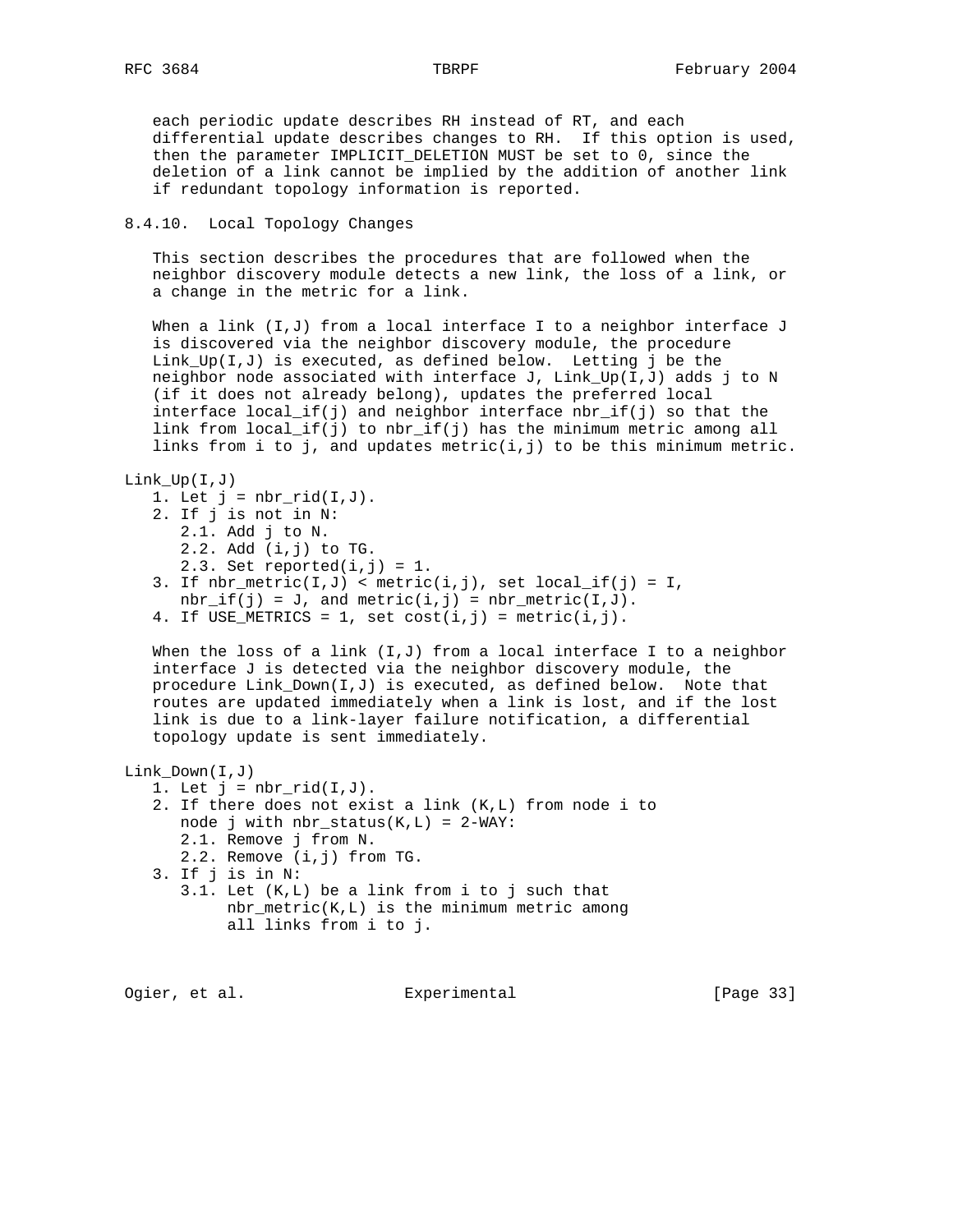each periodic update describes RH instead of RT, and each differential update describes changes to RH. If this option is used, then the parameter IMPLICIT_DELETION MUST be set to 0, since the deletion of a link cannot be implied by the addition of another link if redundant topology information is reported.

#### 8.4.10. Local Topology Changes

This section describes the procedures that are followed when the neighbor discovery module detects a new link, the loss of a link, or a change in the metric for a link.

When a link (I,J) from a local interface I to a neighbor interface J is discovered via the neighbor discovery module, the procedure Link_Up(I,J) is executed, as defined below. Letting j be the neighbor node associated with interface J, Link_Up(I,J) adds j to N (if it does not already belong), updates the preferred local interface local_if(j) and neighbor interface nbr_if(j) so that the link from local_if(j) to nbr_if(j) has the minimum metric among all links from i to j, and updates metric(i,j) to be this minimum metric.

```
Link_Up(I,J)
   1. Let j = nbr_rid(I,J).
   2. If j is not in N:
      2.1. Add j to N.
      2.2. Add (i,j) to TG.
      2.3. Set reported(i,j) = 1.
   3. If nbr_metric(I,J) < metric(i,j), set local_if(j) = I,
      nbr_if(j) = J, and metric(i,j) = nbr_metric(I,J).
   4. If USE_METRICS = 1, set cost(i,j) = metric(i,j).
```

When the loss of a link (I,J) from a local interface I to a neighbor interface J is detected via the neighbor discovery module, the procedure Link_Down(I,J) is executed, as defined below. Note that routes are updated immediately when a link is lost, and if the lost link is due to a link-layer failure notification, a differential topology update is sent immediately.

```
Link_Down(I,J)
   1. Let j = nbr_rid(I,J).
   2. If there does not exist a link (K,L) from node i to
      node j with nbr_status(K,L) = 2-WAY:
      2.1. Remove j from N.
      2.2. Remove (i,j) from TG.
   3. If j is in N:
      3.1. Let (K,L) be a link from i to j such that
           nbr_metric(K,L) is the minimum metric among
           all links from i to j.
```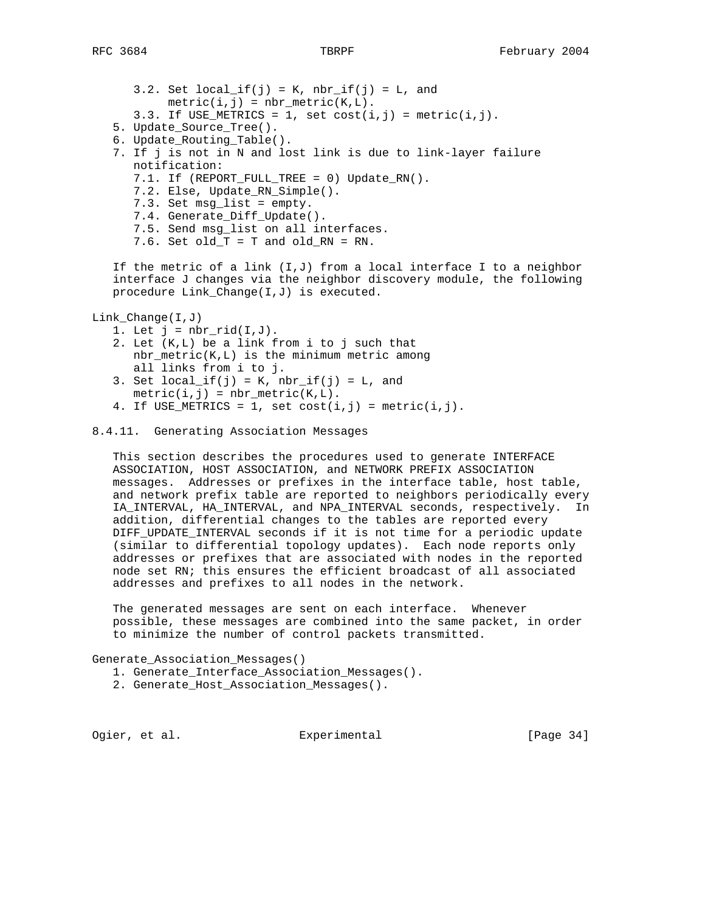```
      3.2. Set local_if(j) = K, nbr_if(j) = L, and
           metric(i,j) = nbr_metric(K,L).
      3.3. If USE_METRICS = 1, set cost(i,j) = metric(i,j).
   5. Update_Source_Tree().
   6. Update_Routing_Table().
   7. If j is not in N and lost link is due to link-layer failure
      notification:
      7.1. If (REPORT_FULL_TREE = 0) Update_RN().
      7.2. Else, Update_RN_Simple().
      7.3. Set msg_list = empty.
      7.4. Generate_Diff_Update().
      7.5. Send msg_list on all interfaces.
      7.6. Set old_T = T and old_RN = RN.
```

If the metric of a link (I,J) from a local interface I to a neighbor interface J changes via the neighbor discovery module, the following procedure Link_Change(I,J) is executed.

```
Link_Change(I,J)
   1. Let j = nbr_rid(I,J).
   2. Let (K,L) be a link from i to j such that
      nbr_metric(K,L) is the minimum metric among
      all links from i to j.
   3. Set local_if(j) = K, nbr_if(j) = L, and
      metric(i,j) = nbr_metric(K,L).
   4. If USE_METRICS = 1, set cost(i,j) = metric(i,j).
```

### 8.4.11. Generating Association Messages

This section describes the procedures used to generate INTERFACE ASSOCIATION, HOST ASSOCIATION, and NETWORK PREFIX ASSOCIATION messages. Addresses or prefixes in the interface table, host table, and network prefix table are reported to neighbors periodically every IA_INTERVAL, HA_INTERVAL, and NPA_INTERVAL seconds, respectively. In addition, differential changes to the tables are reported every DIFF_UPDATE_INTERVAL seconds if it is not time for a periodic update (similar to differential topology updates). Each node reports only addresses or prefixes that are associated with nodes in the reported node set RN; this ensures the efficient broadcast of all associated addresses and prefixes to all nodes in the network.

The generated messages are sent on each interface. Whenever possible, these messages are combined into the same packet, in order to minimize the number of control packets transmitted.

```
Generate_Association_Messages()
   1. Generate_Interface_Association_Messages().
   2. Generate_Host_Association_Messages().
```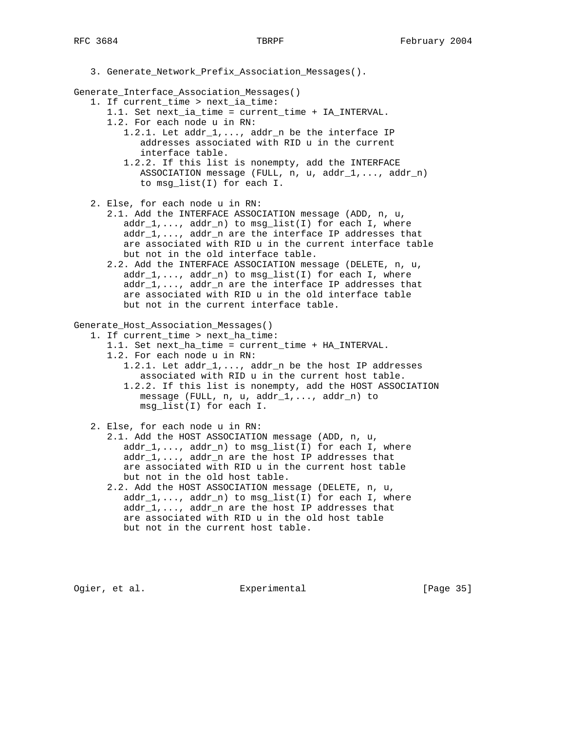```
   3. Generate_Network_Prefix_Association_Messages().

Generate_Interface_Association_Messages()
   1. If current_time > next_ia_time:
      1.1. Set next_ia_time = current_time + IA_INTERVAL.
      1.2. For each node u in RN:
         1.2.1. Let addr_1,..., addr_n be the interface IP
            addresses associated with RID u in the current
            interface table.
         1.2.2. If this list is nonempty, add the INTERFACE
            ASSOCIATION message (FULL, n, u, addr_1,..., addr_n)
            to msg_list(I) for each I.

   2. Else, for each node u in RN:
      2.1. Add the INTERFACE ASSOCIATION message (ADD, n, u,
         addr_1,..., addr_n) to msg_list(I) for each I, where
         addr_1,..., addr_n are the interface IP addresses that
         are associated with RID u in the current interface table
         but not in the old interface table.
      2.2. Add the INTERFACE ASSOCIATION message (DELETE, n, u,
         addr_1,..., addr_n) to msg_list(I) for each I, where
         addr_1,..., addr_n are the interface IP addresses that
         are associated with RID u in the old interface table
         but not in the current interface table.

Generate_Host_Association_Messages()
   1. If current_time > next_ha_time:
      1.1. Set next_ha_time = current_time + HA_INTERVAL.
      1.2. For each node u in RN:
         1.2.1. Let addr_1,..., addr_n be the host IP addresses
            associated with RID u in the current host table.
         1.2.2. If this list is nonempty, add the HOST ASSOCIATION
            message (FULL, n, u, addr_1,..., addr_n) to
            msg_list(I) for each I.

   2. Else, for each node u in RN:
      2.1. Add the HOST ASSOCIATION message (ADD, n, u,
         addr_1,..., addr_n) to msg_list(I) for each I, where
         addr_1,..., addr_n are the host IP addresses that
         are associated with RID u in the current host table
         but not in the old host table.
      2.2. Add the HOST ASSOCIATION message (DELETE, n, u,
         addr_1,..., addr_n) to msg_list(I) for each I, where
         addr_1,..., addr_n are the host IP addresses that
         are associated with RID u in the old host table
         but not in the current host table.
```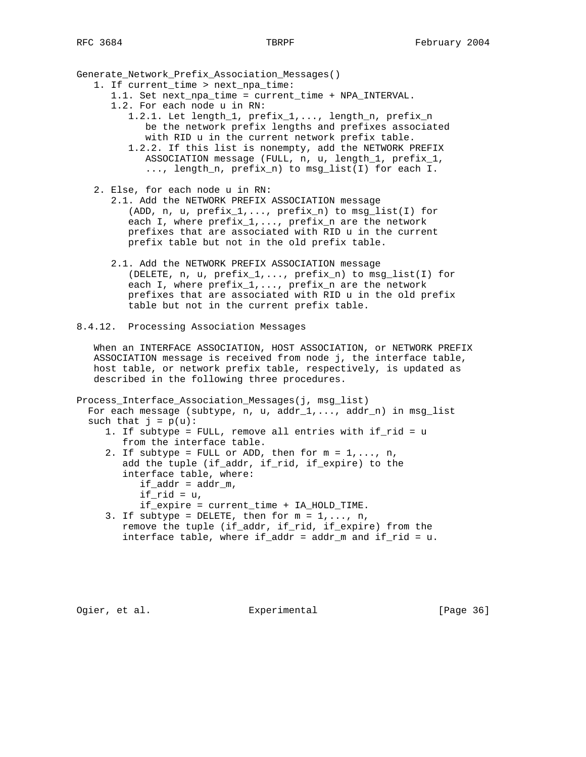```
Generate_Network_Prefix_Association_Messages()
   1. If current_time > next_npa_time:
      1.1. Set next_npa_time = current_time + NPA_INTERVAL.
      1.2. For each node u in RN:
         1.2.1. Let length_1, prefix_1,..., length_n, prefix_n
            be the network prefix lengths and prefixes associated
            with RID u in the current network prefix table.
         1.2.2. If this list is nonempty, add the NETWORK PREFIX
            ASSOCIATION message (FULL, n, u, length_1, prefix_1,
            ..., length_n, prefix_n) to msg_list(I) for each I.

   2. Else, for each node u in RN:
      2.1. Add the NETWORK PREFIX ASSOCIATION message
         (ADD, n, u, prefix_1,..., prefix_n) to msg_list(I) for
         each I, where prefix_1,..., prefix_n are the network
         prefixes that are associated with RID u in the current
         prefix table but not in the old prefix table.

      2.1. Add the NETWORK PREFIX ASSOCIATION message
         (DELETE, n, u, prefix_1,..., prefix_n) to msg_list(I) for
         each I, where prefix_1,..., prefix_n are the network
         prefixes that are associated with RID u in the old prefix
         table but not in the current prefix table.
```

### 8.4.12. Processing Association Messages

When an INTERFACE ASSOCIATION, HOST ASSOCIATION, or NETWORK PREFIX ASSOCIATION message is received from node j, the interface table, host table, or network prefix table, respectively, is updated as described in the following three procedures.

```
Process_Interface_Association_Messages(j, msg_list)
  For each message (subtype, n, u, addr_1,..., addr_n) in msg_list
  such that j = p(u):
     1. If subtype = FULL, remove all entries with if_rid = u
        from the interface table.
     2. If subtype = FULL or ADD, then for m = 1,..., n,
        add the tuple (if_addr, if_rid, if_expire) to the
        interface table, where:
           if_addr = addr_m,
           if_rid = u,
           if_expire = current_time + IA_HOLD_TIME.
     3. If subtype = DELETE, then for m = 1,..., n,
        remove the tuple (if_addr, if_rid, if_expire) from the
        interface table, where if_addr = addr_m and if_rid = u.
```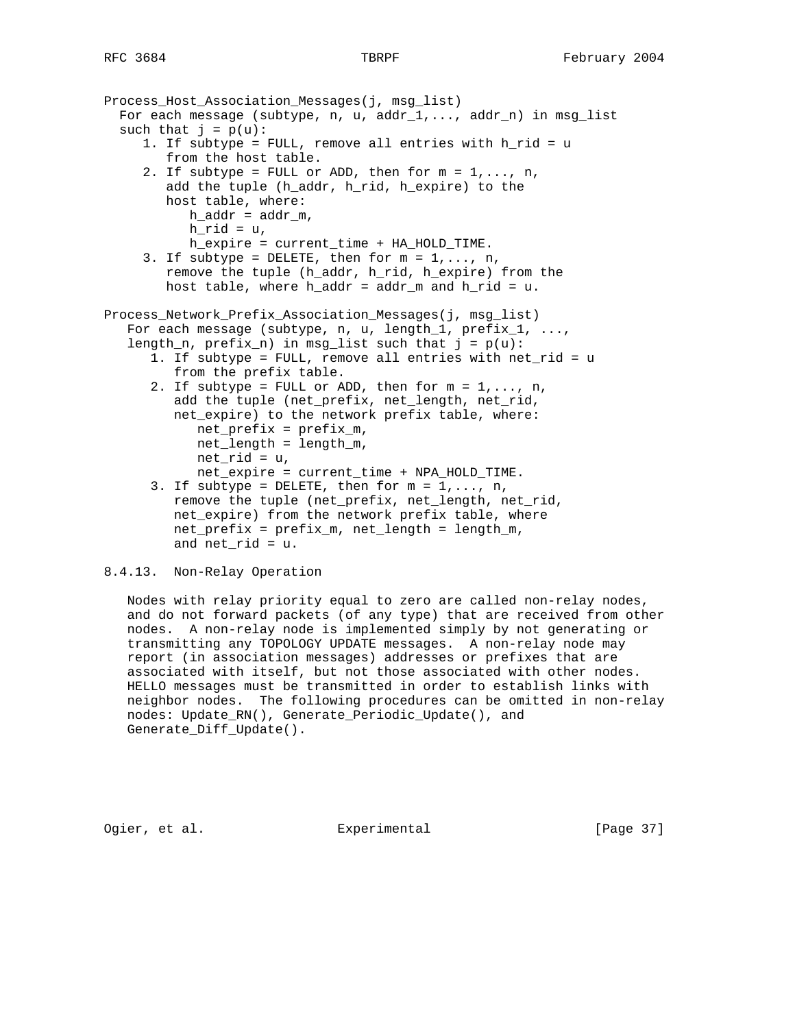```
Process_Host_Association_Messages(j, msg_list)
  For each message (subtype, n, u, addr_1,..., addr_n) in msg_list
  such that j = p(u):
     1. If subtype = FULL, remove all entries with h_rid = u
        from the host table.
     2. If subtype = FULL or ADD, then for m = 1,..., n,
        add the tuple (h_addr, h_rid, h_expire) to the
        host table, where:
           h_addr = addr_m,
           h_rid = u,
           h_expire = current_time + HA_HOLD_TIME.
     3. If subtype = DELETE, then for m = 1,..., n,
        remove the tuple (h_addr, h_rid, h_expire) from the
        host table, where h_addr = addr_m and h_rid = u.

Process_Network_Prefix_Association_Messages(j, msg_list)
   For each message (subtype, n, u, length_1, prefix_1, ...,
   length_n, prefix_n) in msg_list such that j = p(u):
      1. If subtype = FULL, remove all entries with net_rid = u
         from the prefix table.
      2. If subtype = FULL or ADD, then for m = 1,..., n,
         add the tuple (net_prefix, net_length, net_rid,
         net_expire) to the network prefix table, where:
            net_prefix = prefix_m,
            net_length = length_m,
            net_rid = u,
            net_expire = current_time + NPA_HOLD_TIME.
      3. If subtype = DELETE, then for m = 1,..., n,
         remove the tuple (net_prefix, net_length, net_rid,
         net_expire) from the network prefix table, where
         net_prefix = prefix_m, net_length = length_m,
         and net_rid = u.
```

### 8.4.13. Non-Relay Operation

Nodes with relay priority equal to zero are called non-relay nodes, and do not forward packets (of any type) that are received from other nodes. A non-relay node is implemented simply by not generating or transmitting any TOPOLOGY UPDATE messages. A non-relay node may report (in association messages) addresses or prefixes that are associated with itself, but not those associated with other nodes. HELLO messages must be transmitted in order to establish links with neighbor nodes. The following procedures can be omitted in non-relay nodes: Update_RN(), Generate_Periodic_Update(), and Generate_Diff_Update().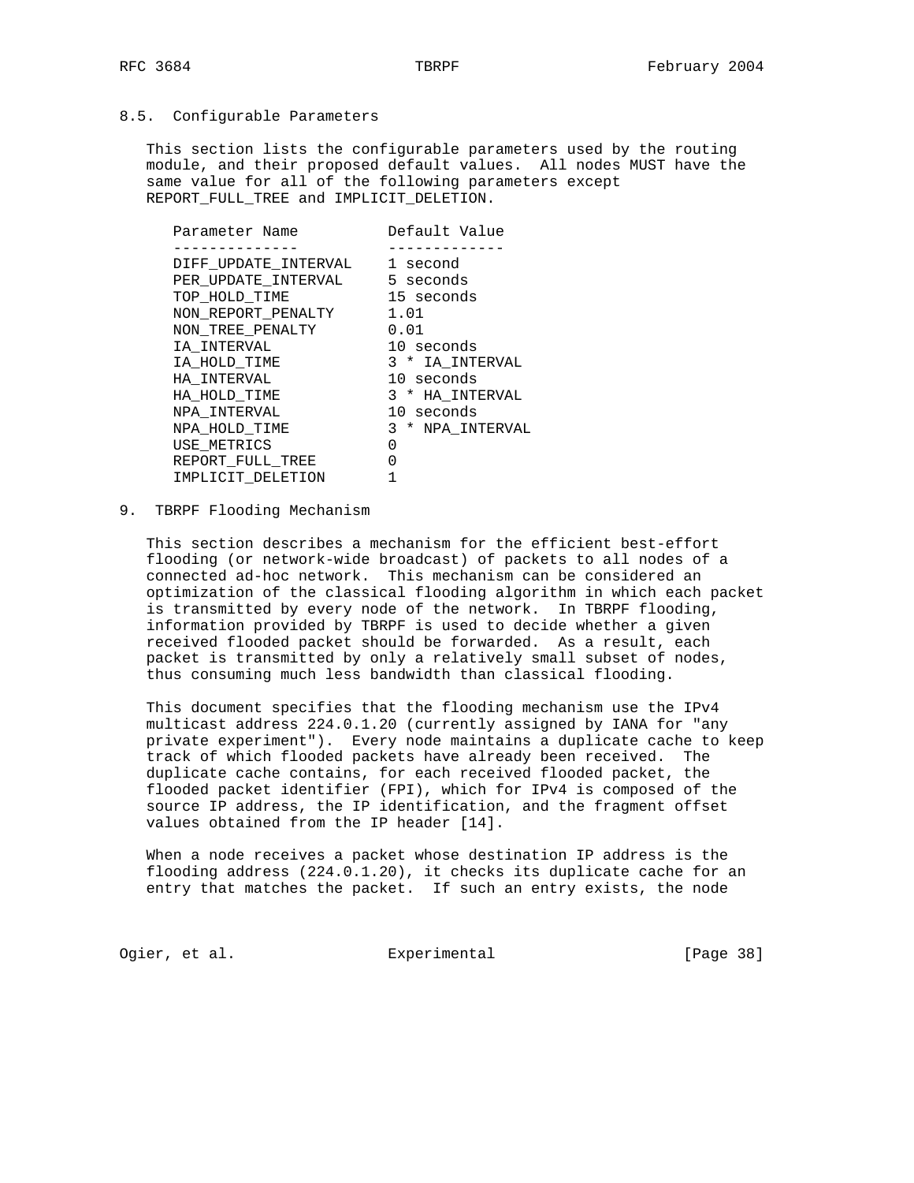### 8.5. Configurable Parameters

This section lists the configurable parameters used by the routing module, and their proposed default values. All nodes MUST have the same value for all of the following parameters except REPORT_FULL_TREE and IMPLICIT_DELETION.

| Parameter Name | Default Value |
|---|---|
| DIFF_UPDATE_INTERVAL | 1 second |
| PER_UPDATE_INTERVAL | 5 seconds |
| TOP_HOLD_TIME | 15 seconds |
| NON_REPORT_PENALTY | 1.01 |
| NON_TREE_PENALTY | 0.01 |
| IA_INTERVAL | 10 seconds |
| IA_HOLD_TIME | 3 * IA_INTERVAL |
| HA_INTERVAL | 10 seconds |
| HA_HOLD_TIME | 3 * HA_INTERVAL |
| NPA_INTERVAL | 10 seconds |
| NPA_HOLD_TIME | 3 * NPA_INTERVAL |
| USE_METRICS | 0 |
| REPORT_FULL_TREE | 0 |
| IMPLICIT_DELETION | 1 |

## 9. TBRPF Flooding Mechanism

This section describes a mechanism for the efficient best-effort flooding (or network-wide broadcast) of packets to all nodes of a connected ad-hoc network. This mechanism can be considered an optimization of the classical flooding algorithm in which each packet is transmitted by every node of the network. In TBRPF flooding, information provided by TBRPF is used to decide whether a given received flooded packet should be forwarded. As a result, each packet is transmitted by only a relatively small subset of nodes, thus consuming much less bandwidth than classical flooding.

This document specifies that the flooding mechanism use the IPv4 multicast address 224.0.1.20 (currently assigned by IANA for "any private experiment"). Every node maintains a duplicate cache to keep track of which flooded packets have already been received. The duplicate cache contains, for each received flooded packet, the flooded packet identifier (FPI), which for IPv4 is composed of the source IP address, the IP identification, and the fragment offset values obtained from the IP header [14].

When a node receives a packet whose destination IP address is the flooding address (224.0.1.20), it checks its duplicate cache for an entry that matches the packet. If such an entry exists, the node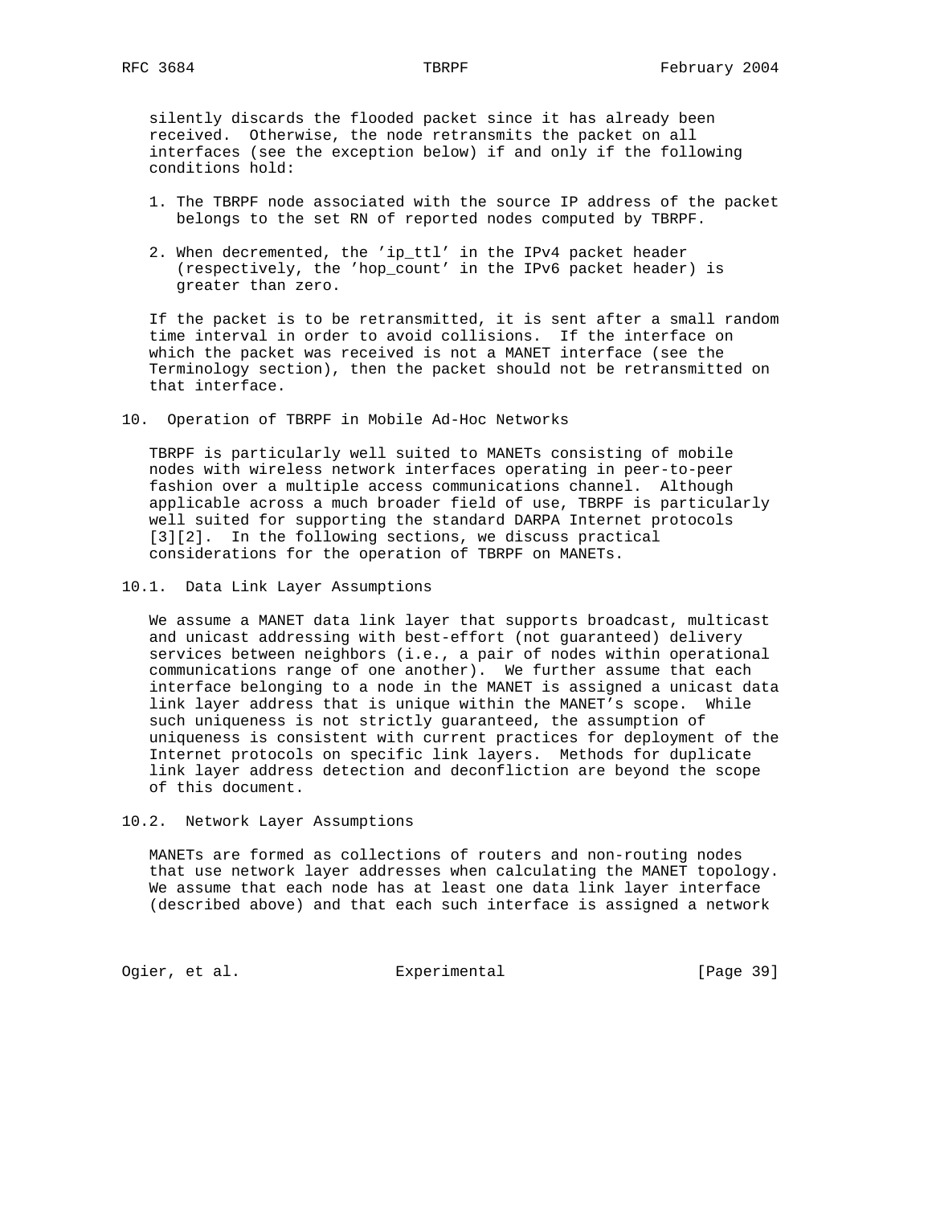silently discards the flooded packet since it has already been received. Otherwise, the node retransmits the packet on all interfaces (see the exception below) if and only if the following conditions hold:

1. The TBRPF node associated with the source IP address of the packet belongs to the set RN of reported nodes computed by TBRPF.

2. When decremented, the 'ip_ttl' in the IPv4 packet header (respectively, the 'hop_count' in the IPv6 packet header) is greater than zero.

If the packet is to be retransmitted, it is sent after a small random time interval in order to avoid collisions. If the interface on which the packet was received is not a MANET interface (see the Terminology section), then the packet should not be retransmitted on that interface.

## 10. Operation of TBRPF in Mobile Ad-Hoc Networks

TBRPF is particularly well suited to MANETs consisting of mobile nodes with wireless network interfaces operating in peer-to-peer fashion over a multiple access communications channel. Although applicable across a much broader field of use, TBRPF is particularly well suited for supporting the standard DARPA Internet protocols [3][2]. In the following sections, we discuss practical considerations for the operation of TBRPF on MANETs.

### 10.1. Data Link Layer Assumptions

We assume a MANET data link layer that supports broadcast, multicast and unicast addressing with best-effort (not guaranteed) delivery services between neighbors (i.e., a pair of nodes within operational communications range of one another). We further assume that each interface belonging to a node in the MANET is assigned a unicast data link layer address that is unique within the MANET's scope. While such uniqueness is not strictly guaranteed, the assumption of uniqueness is consistent with current practices for deployment of the Internet protocols on specific link layers. Methods for duplicate link layer address detection and deconfliction are beyond the scope of this document.

### 10.2. Network Layer Assumptions

MANETs are formed as collections of routers and non-routing nodes that use network layer addresses when calculating the MANET topology. We assume that each node has at least one data link layer interface (described above) and that each such interface is assigned a network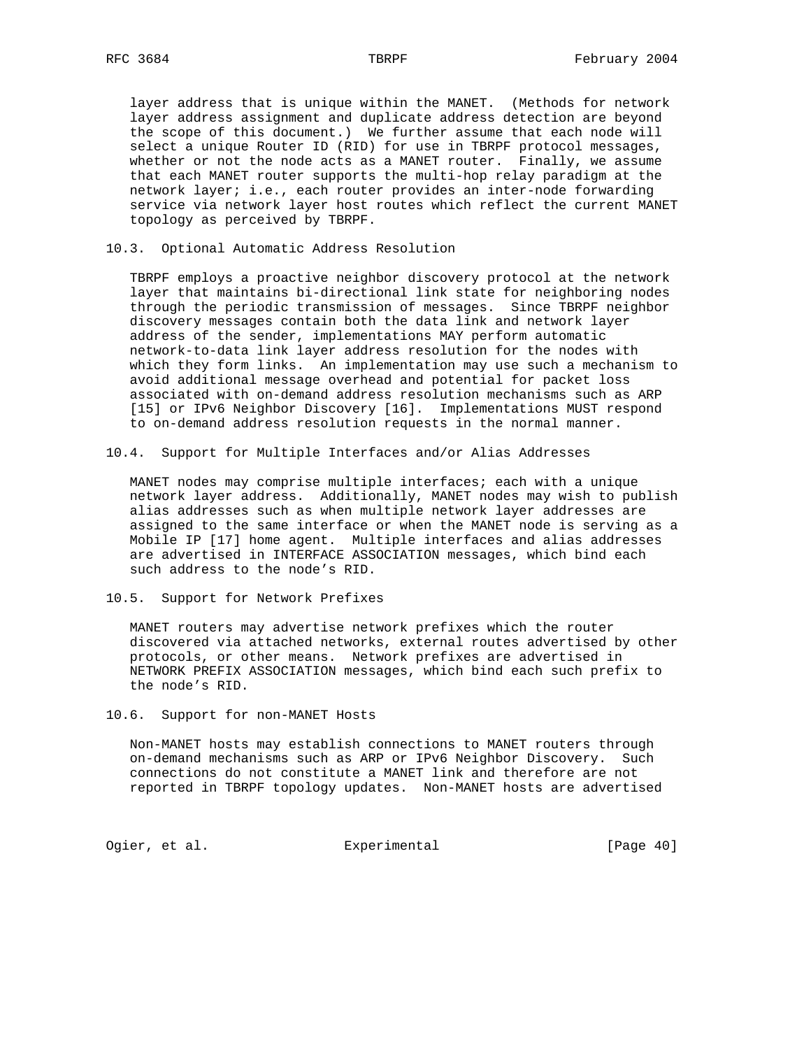layer address that is unique within the MANET. (Methods for network layer address assignment and duplicate address detection are beyond the scope of this document.) We further assume that each node will select a unique Router ID (RID) for use in TBRPF protocol messages, whether or not the node acts as a MANET router. Finally, we assume that each MANET router supports the multi-hop relay paradigm at the network layer; i.e., each router provides an inter-node forwarding service via network layer host routes which reflect the current MANET topology as perceived by TBRPF.

### 10.3. Optional Automatic Address Resolution

TBRPF employs a proactive neighbor discovery protocol at the network layer that maintains bi-directional link state for neighboring nodes through the periodic transmission of messages. Since TBRPF neighbor discovery messages contain both the data link and network layer address of the sender, implementations MAY perform automatic network-to-data link layer address resolution for the nodes with which they form links. An implementation may use such a mechanism to avoid additional message overhead and potential for packet loss associated with on-demand address resolution mechanisms such as ARP [15] or IPv6 Neighbor Discovery [16]. Implementations MUST respond to on-demand address resolution requests in the normal manner.

### 10.4. Support for Multiple Interfaces and/or Alias Addresses

MANET nodes may comprise multiple interfaces; each with a unique network layer address. Additionally, MANET nodes may wish to publish alias addresses such as when multiple network layer addresses are assigned to the same interface or when the MANET node is serving as a Mobile IP [17] home agent. Multiple interfaces and alias addresses are advertised in INTERFACE ASSOCIATION messages, which bind each such address to the node's RID.

### 10.5. Support for Network Prefixes

MANET routers may advertise network prefixes which the router discovered via attached networks, external routes advertised by other protocols, or other means. Network prefixes are advertised in NETWORK PREFIX ASSOCIATION messages, which bind each such prefix to the node's RID.

### 10.6. Support for non-MANET Hosts

Non-MANET hosts may establish connections to MANET routers through on-demand mechanisms such as ARP or IPv6 Neighbor Discovery. Such connections do not constitute a MANET link and therefore are not reported in TBRPF topology updates. Non-MANET hosts are advertised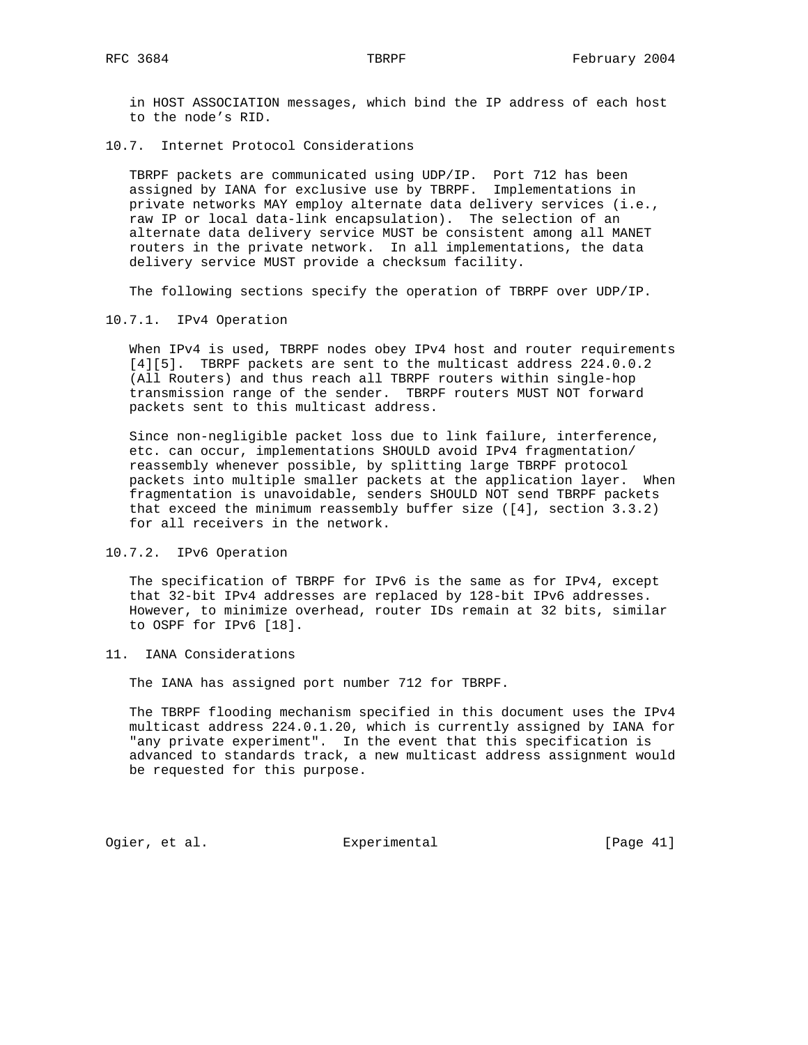in HOST ASSOCIATION messages, which bind the IP address of each host to the node’s RID.

### 10.7. Internet Protocol Considerations

TBRPF packets are communicated using UDP/IP. Port 712 has been assigned by IANA for exclusive use by TBRPF. Implementations in private networks MAY employ alternate data delivery services (i.e., raw IP or local data-link encapsulation). The selection of an alternate data delivery service MUST be consistent among all MANET routers in the private network. In all implementations, the data delivery service MUST provide a checksum facility.

The following sections specify the operation of TBRPF over UDP/IP.

#### 10.7.1. IPv4 Operation

When IPv4 is used, TBRPF nodes obey IPv4 host and router requirements [4][5]. TBRPF packets are sent to the multicast address 224.0.0.2 (All Routers) and thus reach all TBRPF routers within single-hop transmission range of the sender. TBRPF routers MUST NOT forward packets sent to this multicast address.

Since non-negligible packet loss due to link failure, interference, etc. can occur, implementations SHOULD avoid IPv4 fragmentation/reassembly whenever possible, by splitting large TBRPF protocol packets into multiple smaller packets at the application layer. When fragmentation is unavoidable, senders SHOULD NOT send TBRPF packets that exceed the minimum reassembly buffer size ([4], section 3.3.2) for all receivers in the network.

#### 10.7.2. IPv6 Operation

The specification of TBRPF for IPv6 is the same as for IPv4, except that 32-bit IPv4 addresses are replaced by 128-bit IPv6 addresses. However, to minimize overhead, router IDs remain at 32 bits, similar to OSPF for IPv6 [18].

## 11. IANA Considerations

The IANA has assigned port number 712 for TBRPF.

The TBRPF flooding mechanism specified in this document uses the IPv4 multicast address 224.0.1.20, which is currently assigned by IANA for "any private experiment". In the event that this specification is advanced to standards track, a new multicast address assignment would be requested for this purpose.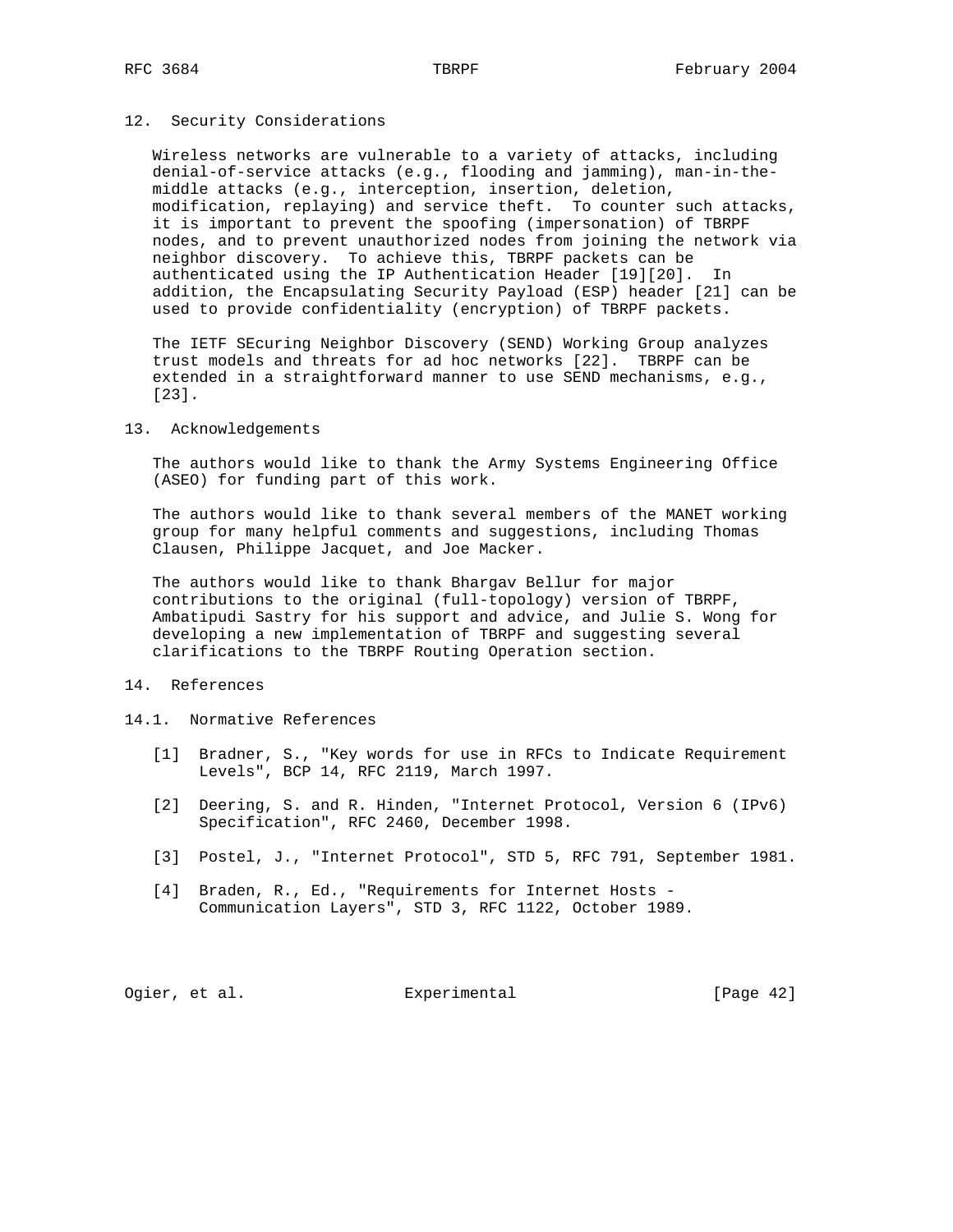## 12. Security Considerations

Wireless networks are vulnerable to a variety of attacks, including denial-of-service attacks (e.g., flooding and jamming), man-in-the-middle attacks (e.g., interception, insertion, deletion, modification, replaying) and service theft. To counter such attacks, it is important to prevent the spoofing (impersonation) of TBRPF nodes, and to prevent unauthorized nodes from joining the network via neighbor discovery. To achieve this, TBRPF packets can be authenticated using the IP Authentication Header [19][20]. In addition, the Encapsulating Security Payload (ESP) header [21] can be used to provide confidentiality (encryption) of TBRPF packets.

The IETF SEcuring Neighbor Discovery (SEND) Working Group analyzes trust models and threats for ad hoc networks [22]. TBRPF can be extended in a straightforward manner to use SEND mechanisms, e.g., [23].

## 13. Acknowledgements

The authors would like to thank the Army Systems Engineering Office (ASEO) for funding part of this work.

The authors would like to thank several members of the MANET working group for many helpful comments and suggestions, including Thomas Clausen, Philippe Jacquet, and Joe Macker.

The authors would like to thank Bhargav Bellur for major contributions to the original (full-topology) version of TBRPF, Ambatipudi Sastry for his support and advice, and Julie S. Wong for developing a new implementation of TBRPF and suggesting several clarifications to the TBRPF Routing Operation section.

## 14. References

### 14.1. Normative References

[1] Bradner, S., "Key words for use in RFCs to Indicate Requirement Levels", BCP 14, RFC 2119, March 1997.

[2] Deering, S. and R. Hinden, "Internet Protocol, Version 6 (IPv6) Specification", RFC 2460, December 1998.

[3] Postel, J., "Internet Protocol", STD 5, RFC 791, September 1981.

[4] Braden, R., Ed., "Requirements for Internet Hosts - Communication Layers", STD 3, RFC 1122, October 1989.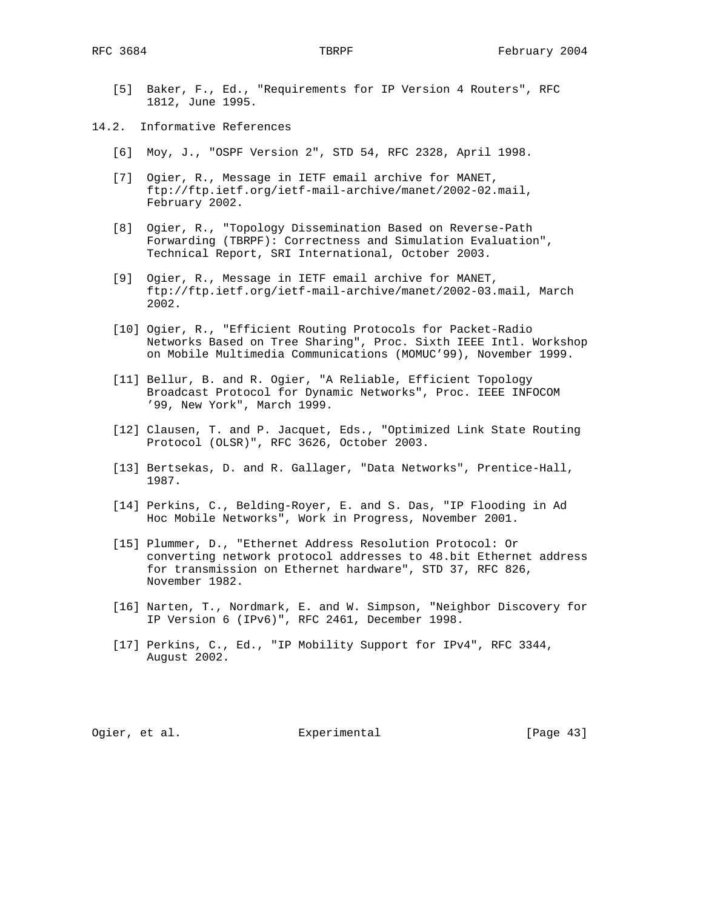[5] Baker, F., Ed., "Requirements for IP Version 4 Routers", RFC 1812, June 1995.

## 14.2. Informative References

[6] Moy, J., "OSPF Version 2", STD 54, RFC 2328, April 1998.

[7] Ogier, R., Message in IETF email archive for MANET, ftp://ftp.ietf.org/ietf-mail-archive/manet/2002-02.mail, February 2002.

[8] Ogier, R., "Topology Dissemination Based on Reverse-Path Forwarding (TBRPF): Correctness and Simulation Evaluation", Technical Report, SRI International, October 2003.

[9] Ogier, R., Message in IETF email archive for MANET, ftp://ftp.ietf.org/ietf-mail-archive/manet/2002-03.mail, March 2002.

[10] Ogier, R., "Efficient Routing Protocols for Packet-Radio Networks Based on Tree Sharing", Proc. Sixth IEEE Intl. Workshop on Mobile Multimedia Communications (MOMUC'99), November 1999.

[11] Bellur, B. and R. Ogier, "A Reliable, Efficient Topology Broadcast Protocol for Dynamic Networks", Proc. IEEE INFOCOM '99, New York", March 1999.

[12] Clausen, T. and P. Jacquet, Eds., "Optimized Link State Routing Protocol (OLSR)", RFC 3626, October 2003.

[13] Bertsekas, D. and R. Gallager, "Data Networks", Prentice-Hall, 1987.

[14] Perkins, C., Belding-Royer, E. and S. Das, "IP Flooding in Ad Hoc Mobile Networks", Work in Progress, November 2001.

[15] Plummer, D., "Ethernet Address Resolution Protocol: Or converting network protocol addresses to 48.bit Ethernet address for transmission on Ethernet hardware", STD 37, RFC 826, November 1982.

[16] Narten, T., Nordmark, E. and W. Simpson, "Neighbor Discovery for IP Version 6 (IPv6)", RFC 2461, December 1998.

[17] Perkins, C., Ed., "IP Mobility Support for IPv4", RFC 3344, August 2002.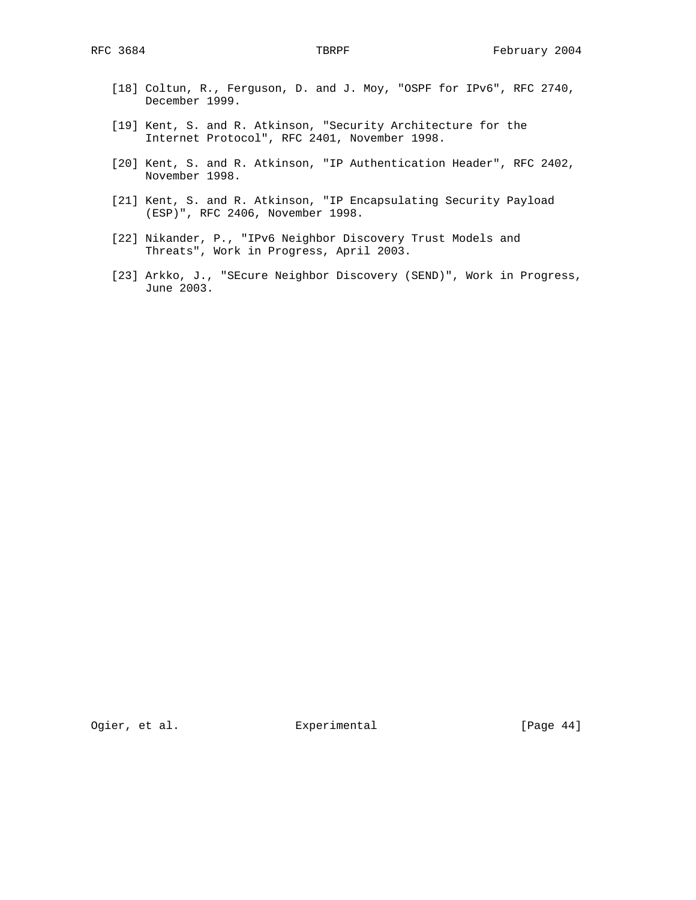[18] Coltun, R., Ferguson, D. and J. Moy, "OSPF for IPv6", RFC 2740, December 1999.

[19] Kent, S. and R. Atkinson, "Security Architecture for the Internet Protocol", RFC 2401, November 1998.

[20] Kent, S. and R. Atkinson, "IP Authentication Header", RFC 2402, November 1998.

[21] Kent, S. and R. Atkinson, "IP Encapsulating Security Payload (ESP)", RFC 2406, November 1998.

[22] Nikander, P., "IPv6 Neighbor Discovery Trust Models and Threats", Work in Progress, April 2003.

[23] Arkko, J., "SEcure Neighbor Discovery (SEND)", Work in Progress, June 2003.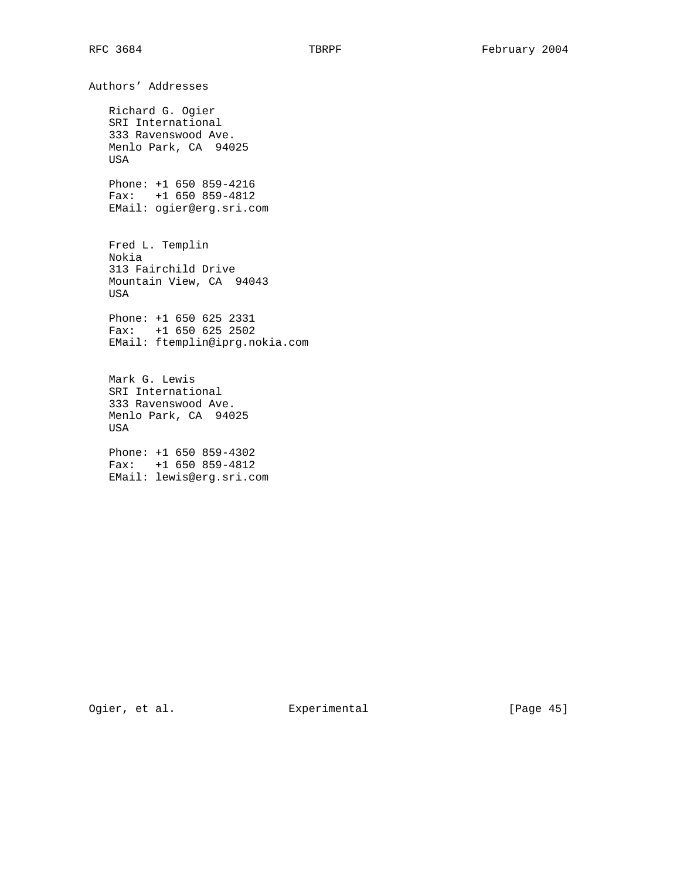## Authors' Addresses

Richard G. Ogier
SRI International
333 Ravenswood Ave.
Menlo Park, CA 94025
USA

Phone: +1 650 859-4216
Fax: +1 650 859-4812
EMail: ogier@erg.sri.com

Fred L. Templin
Nokia
313 Fairchild Drive
Mountain View, CA 94043
USA

Phone: +1 650 625 2331
Fax: +1 650 625 2502
EMail: ftemplin@iprg.nokia.com

Mark G. Lewis
SRI International
333 Ravenswood Ave.
Menlo Park, CA 94025
USA

Phone: +1 650 859-4302
Fax: +1 650 859-4812
EMail: lewis@erg.sri.com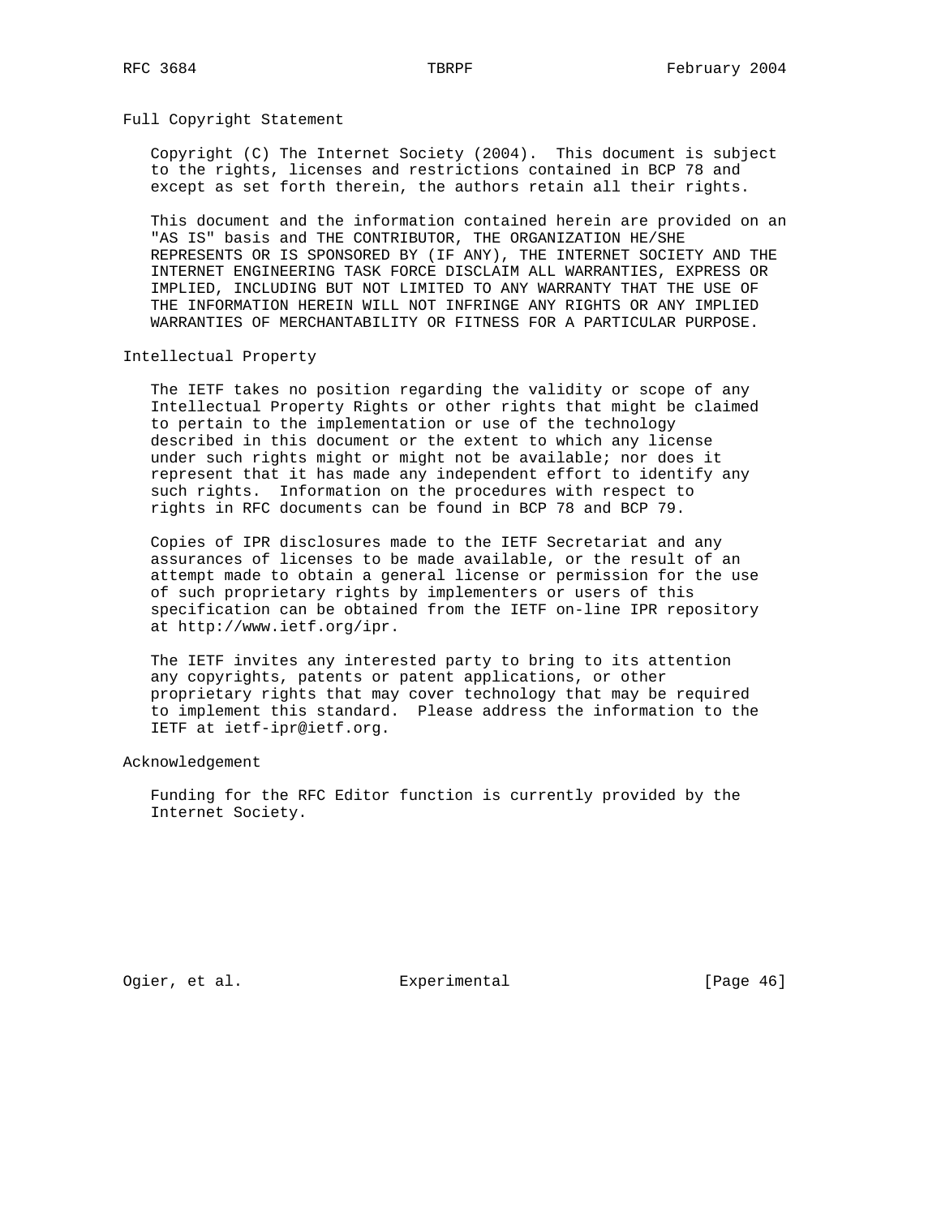## Full Copyright Statement

Copyright (C) The Internet Society (2004). This document is subject to the rights, licenses and restrictions contained in BCP 78 and except as set forth therein, the authors retain all their rights.

This document and the information contained herein are provided on an "AS IS" basis and THE CONTRIBUTOR, THE ORGANIZATION HE/SHE REPRESENTS OR IS SPONSORED BY (IF ANY), THE INTERNET SOCIETY AND THE INTERNET ENGINEERING TASK FORCE DISCLAIM ALL WARRANTIES, EXPRESS OR IMPLIED, INCLUDING BUT NOT LIMITED TO ANY WARRANTY THAT THE USE OF THE INFORMATION HEREIN WILL NOT INFRINGE ANY RIGHTS OR ANY IMPLIED WARRANTIES OF MERCHANTABILITY OR FITNESS FOR A PARTICULAR PURPOSE.

## Intellectual Property

The IETF takes no position regarding the validity or scope of any Intellectual Property Rights or other rights that might be claimed to pertain to the implementation or use of the technology described in this document or the extent to which any license under such rights might or might not be available; nor does it represent that it has made any independent effort to identify any such rights. Information on the procedures with respect to rights in RFC documents can be found in BCP 78 and BCP 79.

Copies of IPR disclosures made to the IETF Secretariat and any assurances of licenses to be made available, or the result of an attempt made to obtain a general license or permission for the use of such proprietary rights by implementers or users of this specification can be obtained from the IETF on-line IPR repository at http://www.ietf.org/ipr.

The IETF invites any interested party to bring to its attention any copyrights, patents or patent applications, or other proprietary rights that may cover technology that may be required to implement this standard. Please address the information to the IETF at ietf-ipr@ietf.org.

## Acknowledgement

Funding for the RFC Editor function is currently provided by the Internet Society.